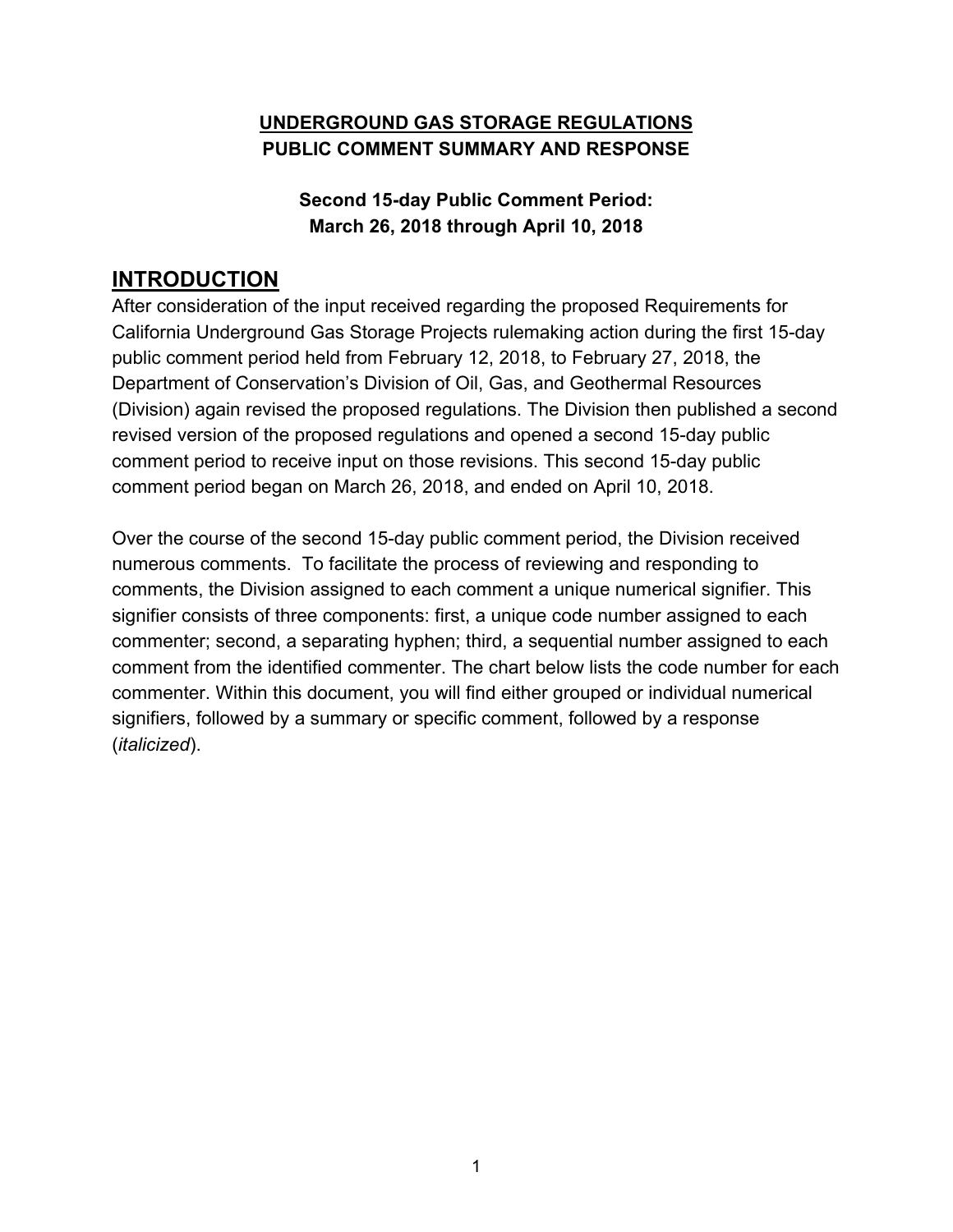**UNDERGROUND GAS STORAGE REGULATIONS**
**PUBLIC COMMENT SUMMARY AND RESPONSE**

**Second 15-day Public Comment Period:**
**March 26, 2018 through April 10, 2018**

# INTRODUCTION

After consideration of the input received regarding the proposed Requirements for California Underground Gas Storage Projects rulemaking action during the first 15-day public comment period held from February 12, 2018, to February 27, 2018, the Department of Conservation's Division of Oil, Gas, and Geothermal Resources (Division) again revised the proposed regulations. The Division then published a second revised version of the proposed regulations and opened a second 15-day public comment period to receive input on those revisions. This second 15-day public comment period began on March 26, 2018, and ended on April 10, 2018.

Over the course of the second 15-day public comment period, the Division received numerous comments. To facilitate the process of reviewing and responding to comments, the Division assigned to each comment a unique numerical signifier. This signifier consists of three components: first, a unique code number assigned to each commenter; second, a separating hyphen; third, a sequential number assigned to each comment from the identified commenter. The chart below lists the code number for each commenter. Within this document, you will find either grouped or individual numerical signifiers, followed by a summary or specific comment, followed by a response (*italicized*).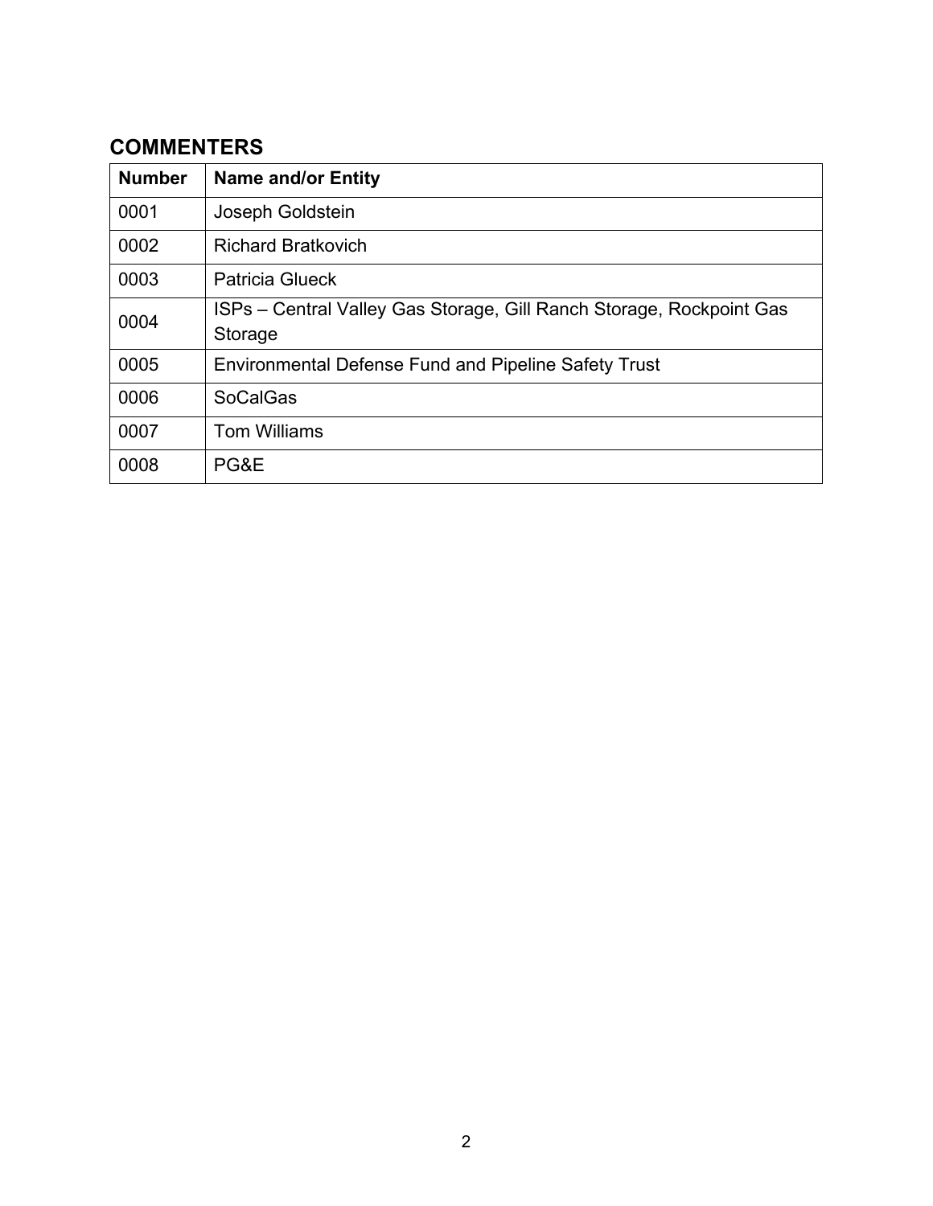## COMMENTERS

| Number | Name and/or Entity |
|---|---|
| 0001 | Joseph Goldstein |
| 0002 | Richard Bratkovich |
| 0003 | Patricia Glueck |
| 0004 | ISPs – Central Valley Gas Storage, Gill Ranch Storage, Rockpoint Gas Storage |
| 0005 | Environmental Defense Fund and Pipeline Safety Trust |
| 0006 | SoCalGas |
| 0007 | Tom Williams |
| 0008 | PG&E |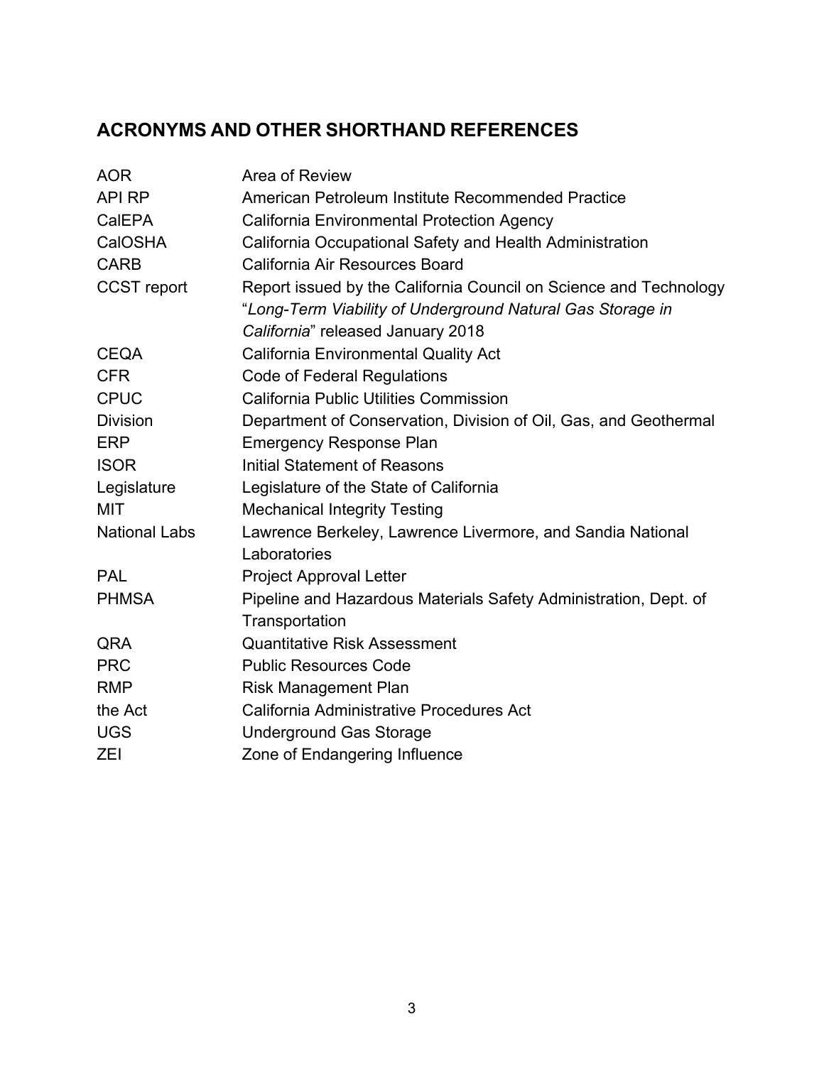## ACRONYMS AND OTHER SHORTHAND REFERENCES

| | |
|---|---|
| AOR | Area of Review |
| API RP | American Petroleum Institute Recommended Practice |
| CalEPA | California Environmental Protection Agency |
| CalOSHA | California Occupational Safety and Health Administration |
| CARB | California Air Resources Board |
| CCST report | Report issued by the California Council on Science and Technology "*Long-Term Viability of Underground Natural Gas Storage in California*" released January 2018 |
| CEQA | California Environmental Quality Act |
| CFR | Code of Federal Regulations |
| CPUC | California Public Utilities Commission |
| Division | Department of Conservation, Division of Oil, Gas, and Geothermal |
| ERP | Emergency Response Plan |
| ISOR | Initial Statement of Reasons |
| Legislature | Legislature of the State of California |
| MIT | Mechanical Integrity Testing |
| National Labs | Lawrence Berkeley, Lawrence Livermore, and Sandia National Laboratories |
| PAL | Project Approval Letter |
| PHMSA | Pipeline and Hazardous Materials Safety Administration, Dept. of Transportation |
| QRA | Quantitative Risk Assessment |
| PRC | Public Resources Code |
| RMP | Risk Management Plan |
| the Act | California Administrative Procedures Act |
| UGS | Underground Gas Storage |
| ZEI | Zone of Endangering Influence |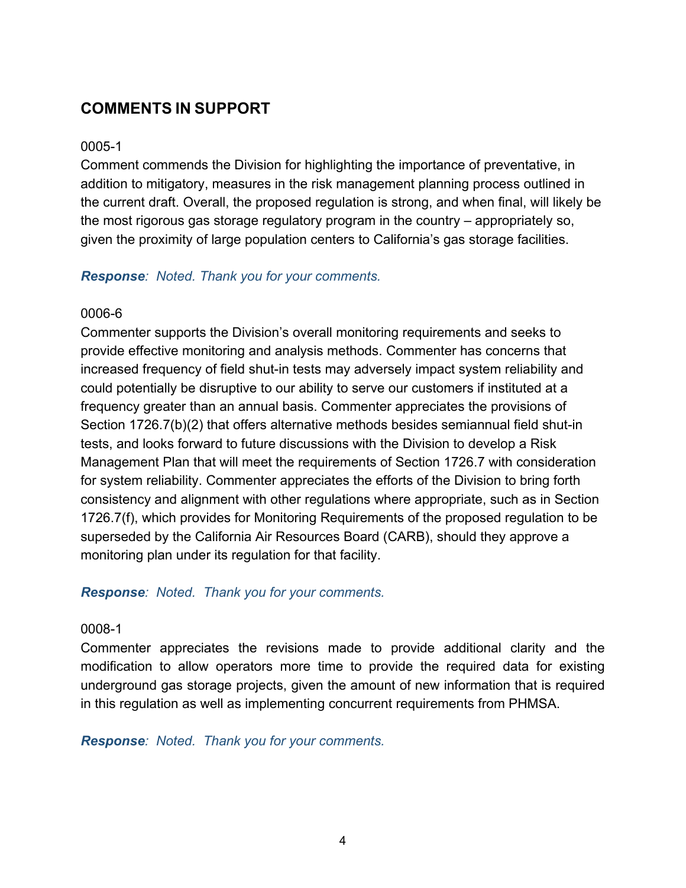## COMMENTS IN SUPPORT

0005-1

Comment commends the Division for highlighting the importance of preventative, in addition to mitigatory, measures in the risk management planning process outlined in the current draft. Overall, the proposed regulation is strong, and when final, will likely be the most rigorous gas storage regulatory program in the country – appropriately so, given the proximity of large population centers to California's gas storage facilities.

***Response**: Noted. Thank you for your comments.*

0006-6

Commenter supports the Division's overall monitoring requirements and seeks to provide effective monitoring and analysis methods. Commenter has concerns that increased frequency of field shut-in tests may adversely impact system reliability and could potentially be disruptive to our ability to serve our customers if instituted at a frequency greater than an annual basis. Commenter appreciates the provisions of Section 1726.7(b)(2) that offers alternative methods besides semiannual field shut-in tests, and looks forward to future discussions with the Division to develop a Risk Management Plan that will meet the requirements of Section 1726.7 with consideration for system reliability. Commenter appreciates the efforts of the Division to bring forth consistency and alignment with other regulations where appropriate, such as in Section 1726.7(f), which provides for Monitoring Requirements of the proposed regulation to be superseded by the California Air Resources Board (CARB), should they approve a monitoring plan under its regulation for that facility.

***Response**: Noted. Thank you for your comments.*

0008-1

Commenter appreciates the revisions made to provide additional clarity and the modification to allow operators more time to provide the required data for existing underground gas storage projects, given the amount of new information that is required in this regulation as well as implementing concurrent requirements from PHMSA.

***Response**: Noted. Thank you for your comments.*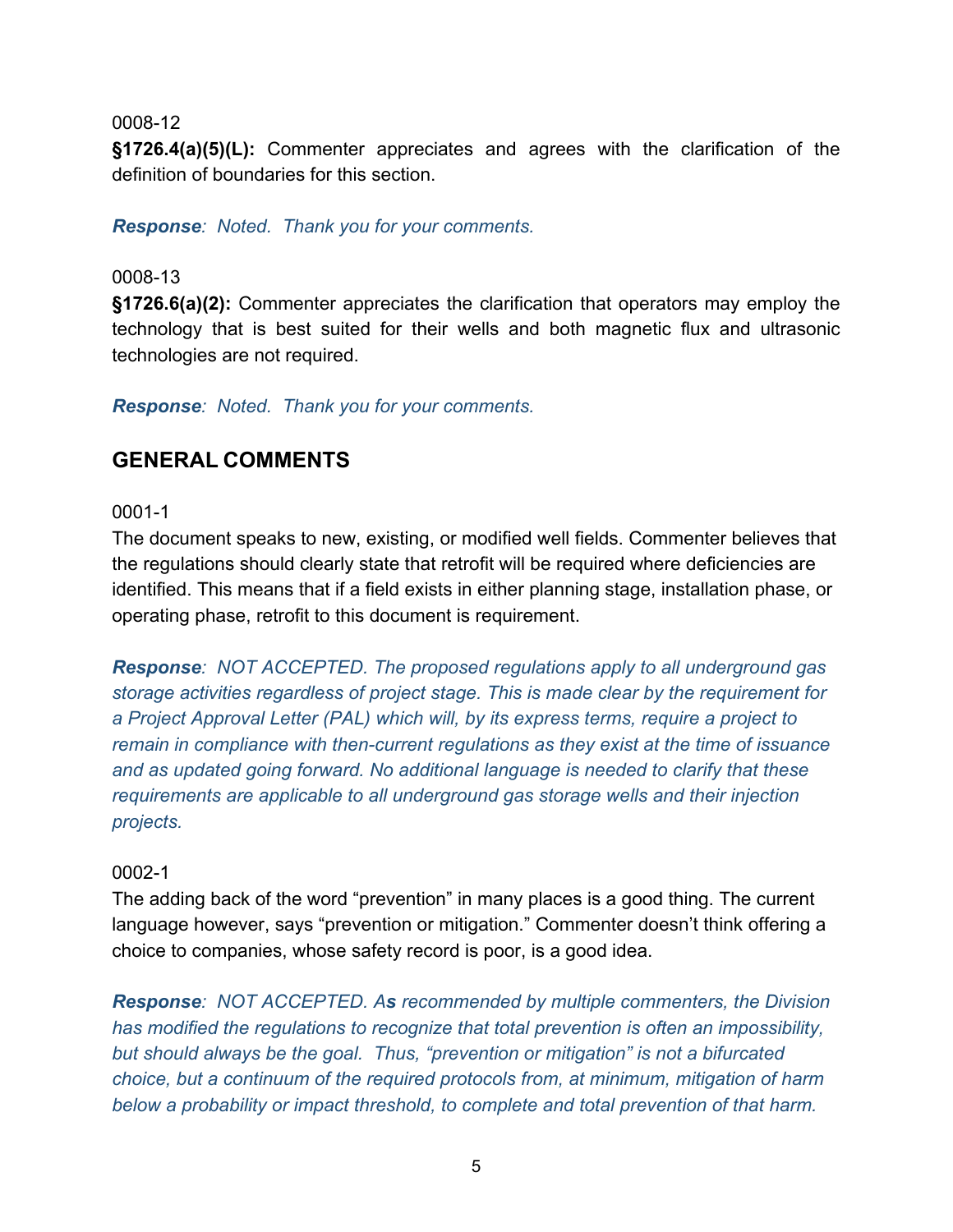0008-12

**§1726.4(a)(5)(L):** Commenter appreciates and agrees with the clarification of the definition of boundaries for this section.

***Response**: Noted. Thank you for your comments.*

0008-13

**§1726.6(a)(2):** Commenter appreciates the clarification that operators may employ the technology that is best suited for their wells and both magnetic flux and ultrasonic technologies are not required.

***Response**: Noted. Thank you for your comments.*

## GENERAL COMMENTS

0001-1

The document speaks to new, existing, or modified well fields. Commenter believes that the regulations should clearly state that retrofit will be required where deficiencies are identified. This means that if a field exists in either planning stage, installation phase, or operating phase, retrofit to this document is requirement.

***Response**: NOT ACCEPTED. The proposed regulations apply to all underground gas storage activities regardless of project stage. This is made clear by the requirement for a Project Approval Letter (PAL) which will, by its express terms, require a project to remain in compliance with then-current regulations as they exist at the time of issuance and as updated going forward. No additional language is needed to clarify that these requirements are applicable to all underground gas storage wells and their injection projects.*

0002-1

The adding back of the word "prevention" in many places is a good thing. The current language however, says "prevention or mitigation." Commenter doesn't think offering a choice to companies, whose safety record is poor, is a good idea.

***Response**: NOT ACCEPTED. As recommended by multiple commenters, the Division has modified the regulations to recognize that total prevention is often an impossibility, but should always be the goal. Thus, "prevention or mitigation" is not a bifurcated choice, but a continuum of the required protocols from, at minimum, mitigation of harm below a probability or impact threshold, to complete and total prevention of that harm.*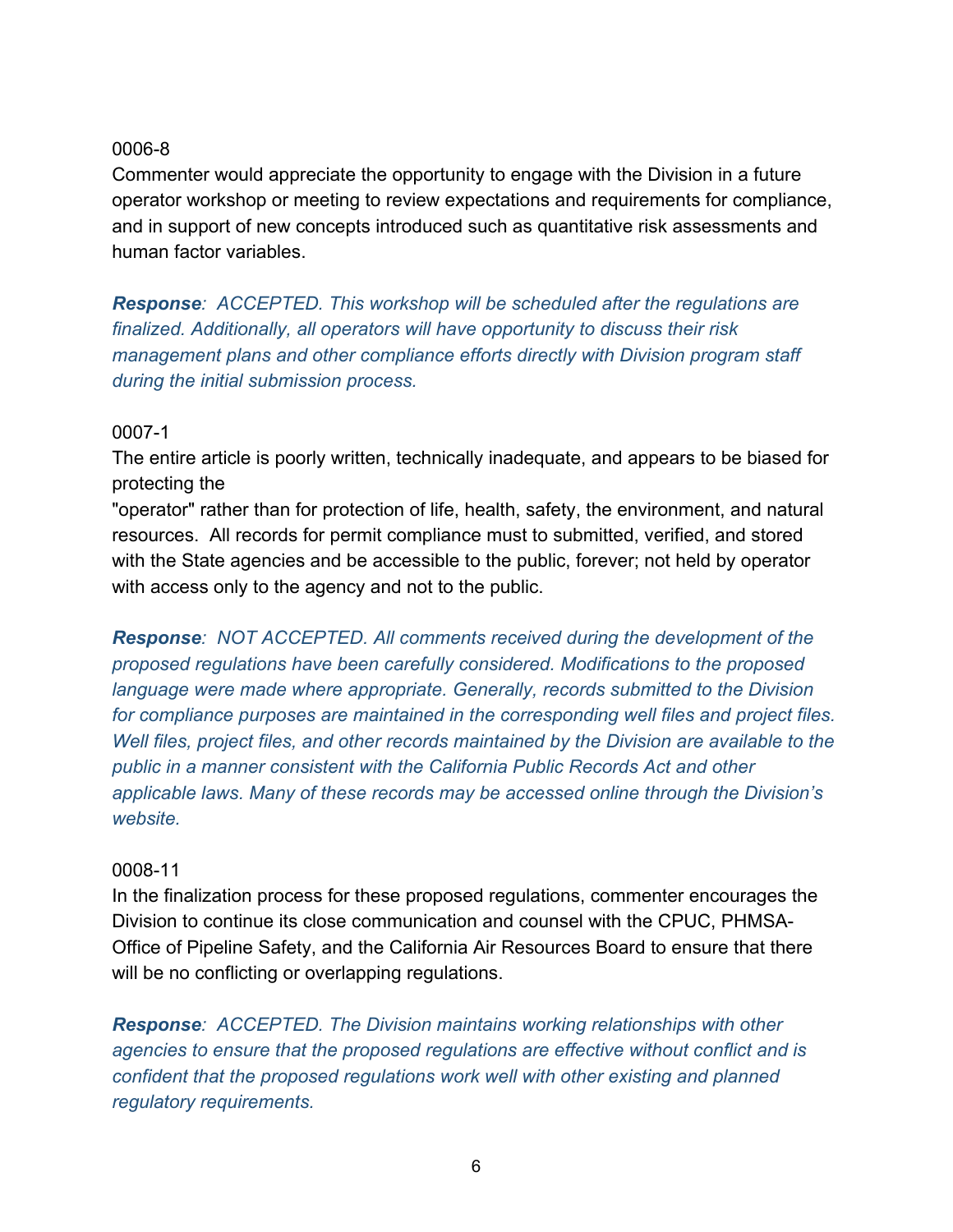0006-8

Commenter would appreciate the opportunity to engage with the Division in a future operator workshop or meeting to review expectations and requirements for compliance, and in support of new concepts introduced such as quantitative risk assessments and human factor variables.

***Response**: ACCEPTED. This workshop will be scheduled after the regulations are finalized. Additionally, all operators will have opportunity to discuss their risk management plans and other compliance efforts directly with Division program staff during the initial submission process.*

0007-1

The entire article is poorly written, technically inadequate, and appears to be biased for protecting the
"operator" rather than for protection of life, health, safety, the environment, and natural resources. All records for permit compliance must to submitted, verified, and stored with the State agencies and be accessible to the public, forever; not held by operator with access only to the agency and not to the public.

***Response**: NOT ACCEPTED. All comments received during the development of the proposed regulations have been carefully considered. Modifications to the proposed language were made where appropriate. Generally, records submitted to the Division for compliance purposes are maintained in the corresponding well files and project files. Well files, project files, and other records maintained by the Division are available to the public in a manner consistent with the California Public Records Act and other applicable laws. Many of these records may be accessed online through the Division's website.*

0008-11

In the finalization process for these proposed regulations, commenter encourages the Division to continue its close communication and counsel with the CPUC, PHMSA-Office of Pipeline Safety, and the California Air Resources Board to ensure that there will be no conflicting or overlapping regulations.

***Response**: ACCEPTED. The Division maintains working relationships with other agencies to ensure that the proposed regulations are effective without conflict and is confident that the proposed regulations work well with other existing and planned regulatory requirements.*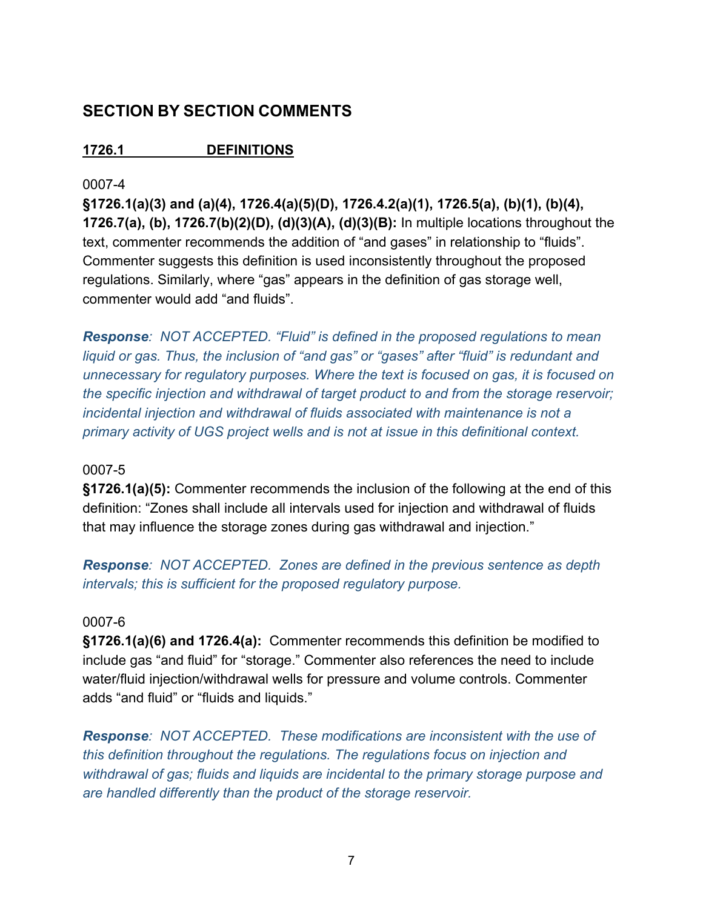## SECTION BY SECTION COMMENTS

**1726.1 DEFINITIONS**

0007-4

**§1726.1(a)(3) and (a)(4), 1726.4(a)(5)(D), 1726.4.2(a)(1), 1726.5(a), (b)(1), (b)(4), 1726.7(a), (b), 1726.7(b)(2)(D), (d)(3)(A), (d)(3)(B):** In multiple locations throughout the text, commenter recommends the addition of "and gases" in relationship to "fluids". Commenter suggests this definition is used inconsistently throughout the proposed regulations. Similarly, where "gas" appears in the definition of gas storage well, commenter would add "and fluids".

***Response**: NOT ACCEPTED. "Fluid" is defined in the proposed regulations to mean liquid or gas. Thus, the inclusion of "and gas" or "gases" after "fluid" is redundant and unnecessary for regulatory purposes. Where the text is focused on gas, it is focused on the specific injection and withdrawal of target product to and from the storage reservoir; incidental injection and withdrawal of fluids associated with maintenance is not a primary activity of UGS project wells and is not at issue in this definitional context.*

0007-5

**§1726.1(a)(5):** Commenter recommends the inclusion of the following at the end of this definition: "Zones shall include all intervals used for injection and withdrawal of fluids that may influence the storage zones during gas withdrawal and injection."

***Response**: NOT ACCEPTED. Zones are defined in the previous sentence as depth intervals; this is sufficient for the proposed regulatory purpose.*

0007-6

**§1726.1(a)(6) and 1726.4(a):** Commenter recommends this definition be modified to include gas "and fluid" for "storage." Commenter also references the need to include water/fluid injection/withdrawal wells for pressure and volume controls. Commenter adds "and fluid" or "fluids and liquids."

***Response**: NOT ACCEPTED. These modifications are inconsistent with the use of this definition throughout the regulations. The regulations focus on injection and withdrawal of gas; fluids and liquids are incidental to the primary storage purpose and are handled differently than the product of the storage reservoir.*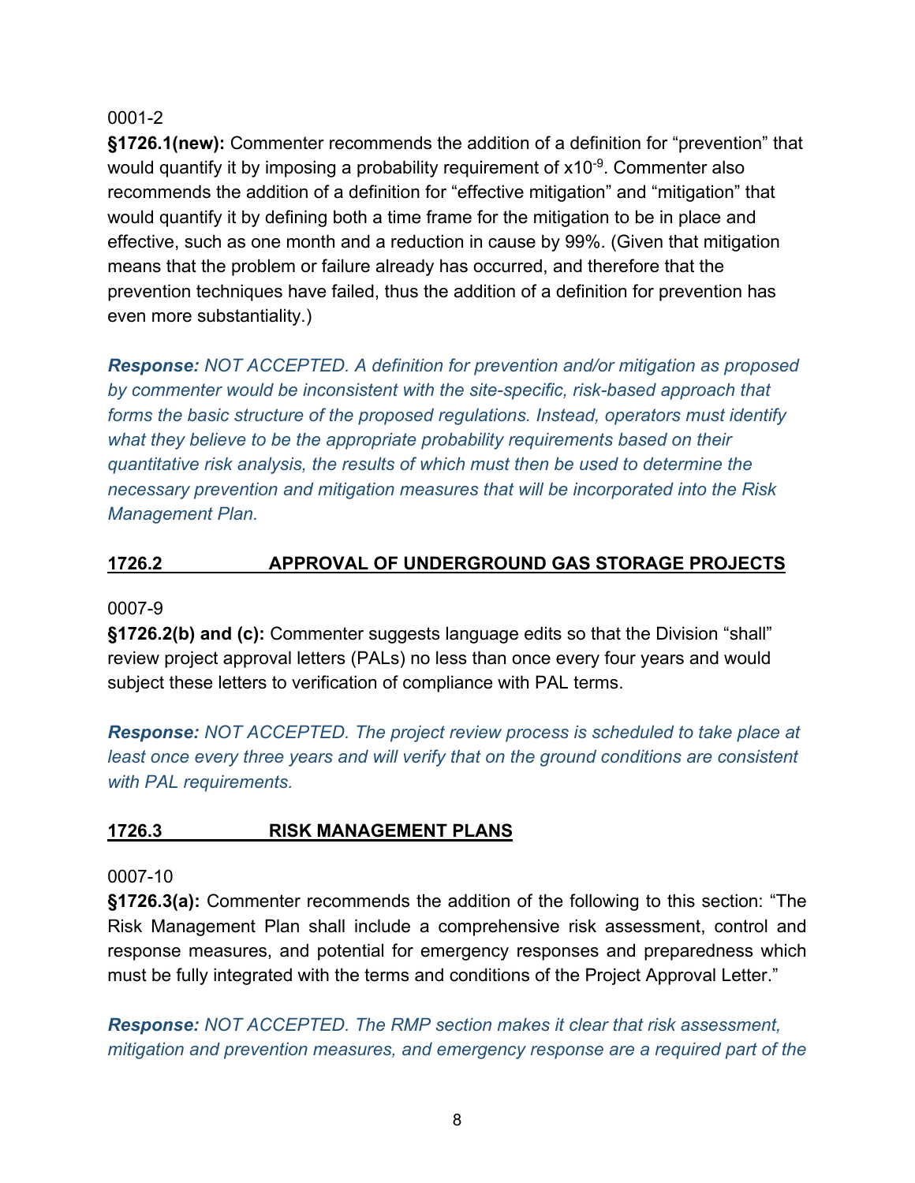0001-2

**§1726.1(new):** Commenter recommends the addition of a definition for "prevention" that would quantify it by imposing a probability requirement of $x10^{-9}$. Commenter also recommends the addition of a definition for "effective mitigation" and "mitigation" that would quantify it by defining both a time frame for the mitigation to be in place and effective, such as one month and a reduction in cause by 99%. (Given that mitigation means that the problem or failure already has occurred, and therefore that the prevention techniques have failed, thus the addition of a definition for prevention has even more substantiality.)

***Response:*** *NOT ACCEPTED. A definition for prevention and/or mitigation as proposed by commenter would be inconsistent with the site-specific, risk-based approach that forms the basic structure of the proposed regulations. Instead, operators must identify what they believe to be the appropriate probability requirements based on their quantitative risk analysis, the results of which must then be used to determine the necessary prevention and mitigation measures that will be incorporated into the Risk Management Plan.*

## 1726.2 APPROVAL OF UNDERGROUND GAS STORAGE PROJECTS

0007-9

**§1726.2(b) and (c):** Commenter suggests language edits so that the Division "shall" review project approval letters (PALs) no less than once every four years and would subject these letters to verification of compliance with PAL terms.

***Response:*** *NOT ACCEPTED. The project review process is scheduled to take place at least once every three years and will verify that on the ground conditions are consistent with PAL requirements.*

## 1726.3 RISK MANAGEMENT PLANS

0007-10

**§1726.3(a):** Commenter recommends the addition of the following to this section: "The Risk Management Plan shall include a comprehensive risk assessment, control and response measures, and potential for emergency responses and preparedness which must be fully integrated with the terms and conditions of the Project Approval Letter."

***Response:*** *NOT ACCEPTED. The RMP section makes it clear that risk assessment, mitigation and prevention measures, and emergency response are a required part of the*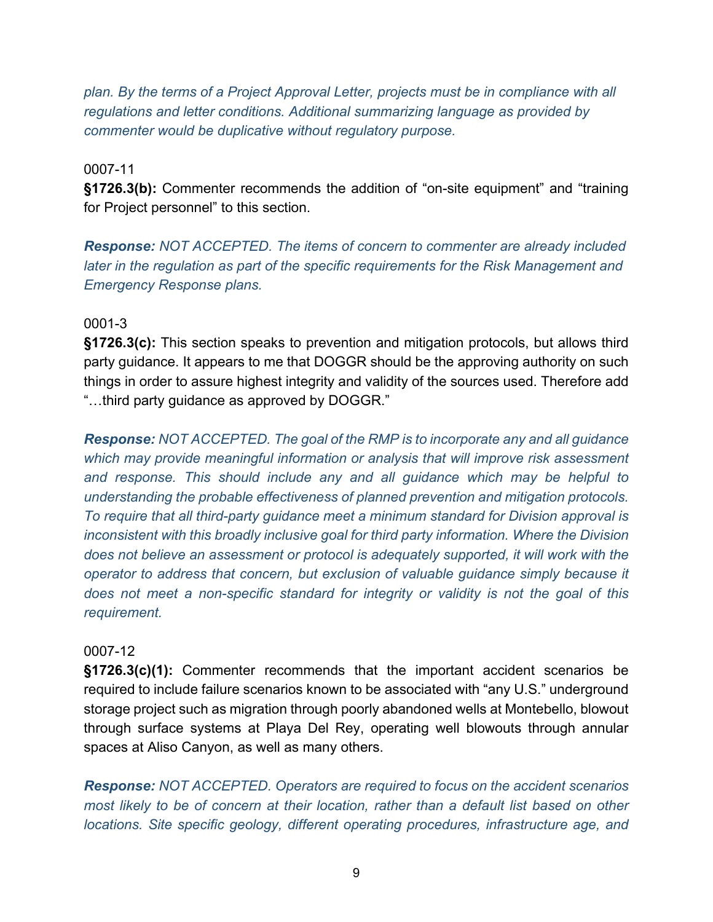*plan. By the terms of a Project Approval Letter, projects must be in compliance with all regulations and letter conditions. Additional summarizing language as provided by commenter would be duplicative without regulatory purpose.*

0007-11

**§1726.3(b):** Commenter recommends the addition of "on-site equipment" and "training for Project personnel" to this section.

***Response:*** *NOT ACCEPTED. The items of concern to commenter are already included later in the regulation as part of the specific requirements for the Risk Management and Emergency Response plans.*

0001-3

**§1726.3(c):** This section speaks to prevention and mitigation protocols, but allows third party guidance. It appears to me that DOGGR should be the approving authority on such things in order to assure highest integrity and validity of the sources used. Therefore add "…third party guidance as approved by DOGGR."

***Response:*** *NOT ACCEPTED. The goal of the RMP is to incorporate any and all guidance which may provide meaningful information or analysis that will improve risk assessment and response. This should include any and all guidance which may be helpful to understanding the probable effectiveness of planned prevention and mitigation protocols. To require that all third-party guidance meet a minimum standard for Division approval is inconsistent with this broadly inclusive goal for third party information. Where the Division does not believe an assessment or protocol is adequately supported, it will work with the operator to address that concern, but exclusion of valuable guidance simply because it does not meet a non-specific standard for integrity or validity is not the goal of this requirement.*

0007-12

**§1726.3(c)(1):** Commenter recommends that the important accident scenarios be required to include failure scenarios known to be associated with "any U.S." underground storage project such as migration through poorly abandoned wells at Montebello, blowout through surface systems at Playa Del Rey, operating well blowouts through annular spaces at Aliso Canyon, as well as many others.

***Response:*** *NOT ACCEPTED. Operators are required to focus on the accident scenarios most likely to be of concern at their location, rather than a default list based on other locations. Site specific geology, different operating procedures, infrastructure age, and*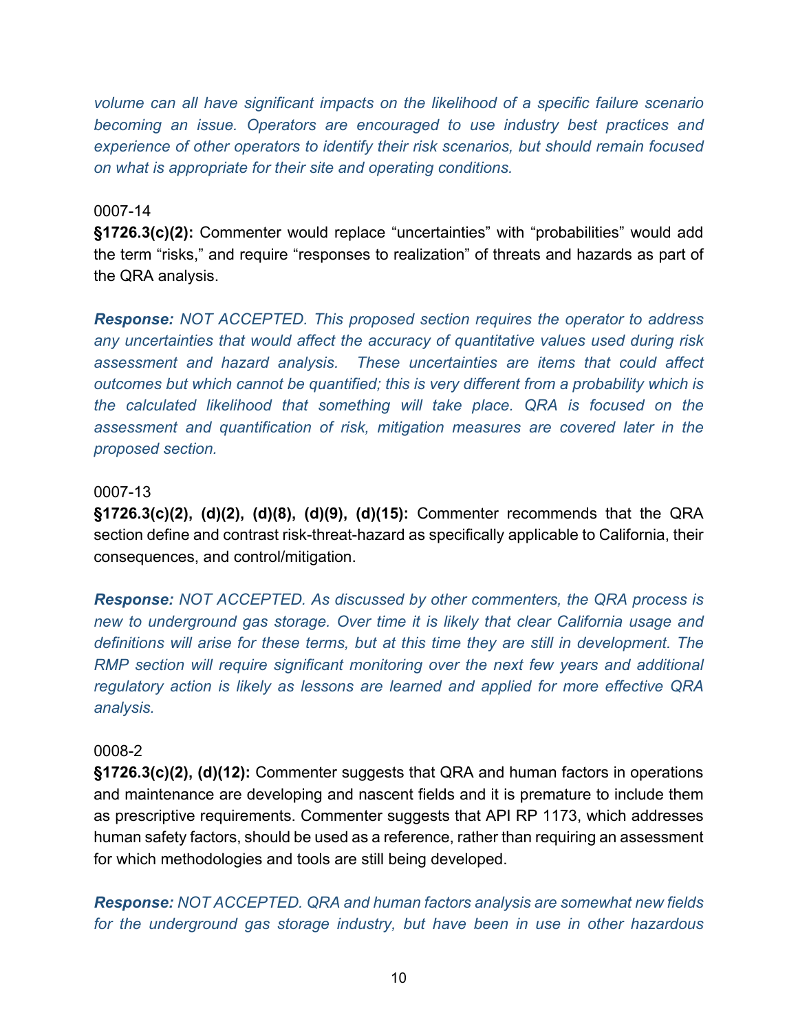*volume can all have significant impacts on the likelihood of a specific failure scenario becoming an issue. Operators are encouraged to use industry best practices and experience of other operators to identify their risk scenarios, but should remain focused on what is appropriate for their site and operating conditions.*

0007-14

**§1726.3(c)(2):** Commenter would replace "uncertainties" with "probabilities" would add the term "risks," and require "responses to realization" of threats and hazards as part of the QRA analysis.

***Response:*** *NOT ACCEPTED. This proposed section requires the operator to address any uncertainties that would affect the accuracy of quantitative values used during risk assessment and hazard analysis. These uncertainties are items that could affect outcomes but which cannot be quantified; this is very different from a probability which is the calculated likelihood that something will take place. QRA is focused on the assessment and quantification of risk, mitigation measures are covered later in the proposed section.*

0007-13

**§1726.3(c)(2), (d)(2), (d)(8), (d)(9), (d)(15):** Commenter recommends that the QRA section define and contrast risk-threat-hazard as specifically applicable to California, their consequences, and control/mitigation.

***Response:*** *NOT ACCEPTED. As discussed by other commenters, the QRA process is new to underground gas storage. Over time it is likely that clear California usage and definitions will arise for these terms, but at this time they are still in development. The RMP section will require significant monitoring over the next few years and additional regulatory action is likely as lessons are learned and applied for more effective QRA analysis.*

0008-2

**§1726.3(c)(2), (d)(12):** Commenter suggests that QRA and human factors in operations and maintenance are developing and nascent fields and it is premature to include them as prescriptive requirements. Commenter suggests that API RP 1173, which addresses human safety factors, should be used as a reference, rather than requiring an assessment for which methodologies and tools are still being developed.

***Response:*** *NOT ACCEPTED. QRA and human factors analysis are somewhat new fields for the underground gas storage industry, but have been in use in other hazardous*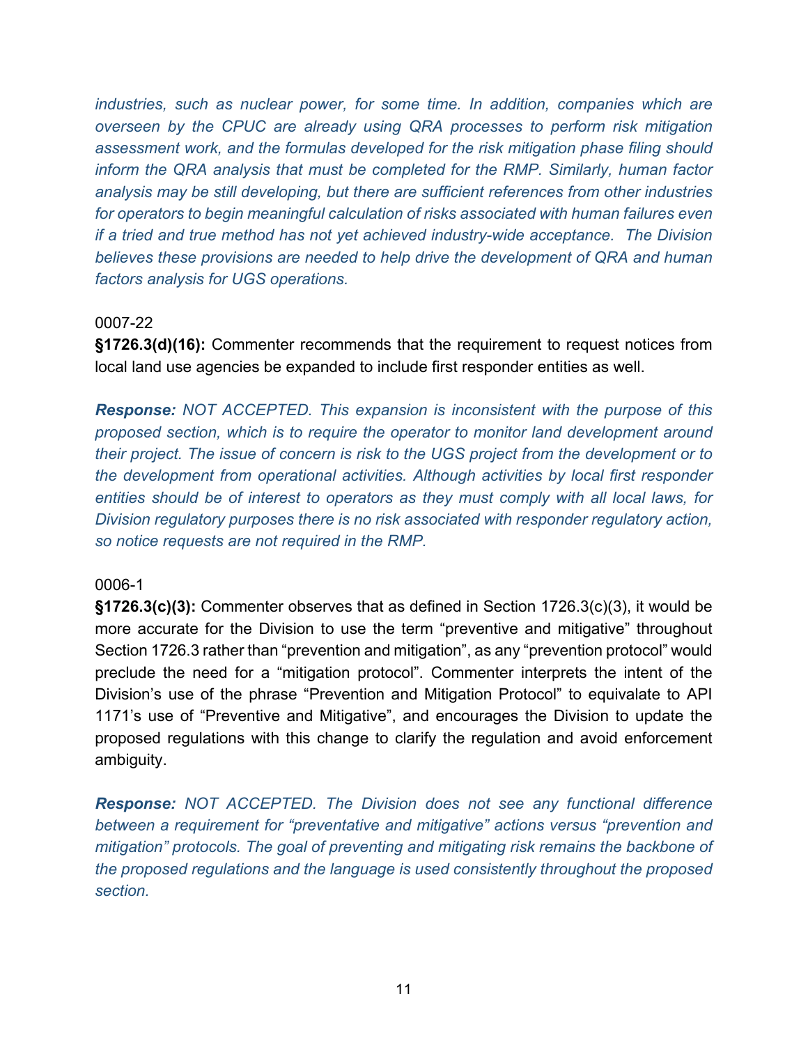*industries, such as nuclear power, for some time. In addition, companies which are overseen by the CPUC are already using QRA processes to perform risk mitigation assessment work, and the formulas developed for the risk mitigation phase filing should inform the QRA analysis that must be completed for the RMP. Similarly, human factor analysis may be still developing, but there are sufficient references from other industries for operators to begin meaningful calculation of risks associated with human failures even if a tried and true method has not yet achieved industry-wide acceptance. The Division believes these provisions are needed to help drive the development of QRA and human factors analysis for UGS operations.*

0007-22

**§1726.3(d)(16):** Commenter recommends that the requirement to request notices from local land use agencies be expanded to include first responder entities as well.

***Response:*** *NOT ACCEPTED. This expansion is inconsistent with the purpose of this proposed section, which is to require the operator to monitor land development around their project. The issue of concern is risk to the UGS project from the development or to the development from operational activities. Although activities by local first responder entities should be of interest to operators as they must comply with all local laws, for Division regulatory purposes there is no risk associated with responder regulatory action, so notice requests are not required in the RMP.*

0006-1

**§1726.3(c)(3):** Commenter observes that as defined in Section 1726.3(c)(3), it would be more accurate for the Division to use the term "preventive and mitigative" throughout Section 1726.3 rather than "prevention and mitigation", as any "prevention protocol" would preclude the need for a "mitigation protocol". Commenter interprets the intent of the Division's use of the phrase "Prevention and Mitigation Protocol" to equivalate to API 1171's use of "Preventive and Mitigative", and encourages the Division to update the proposed regulations with this change to clarify the regulation and avoid enforcement ambiguity.

***Response:*** *NOT ACCEPTED. The Division does not see any functional difference between a requirement for "preventative and mitigative" actions versus "prevention and mitigation" protocols. The goal of preventing and mitigating risk remains the backbone of the proposed regulations and the language is used consistently throughout the proposed section.*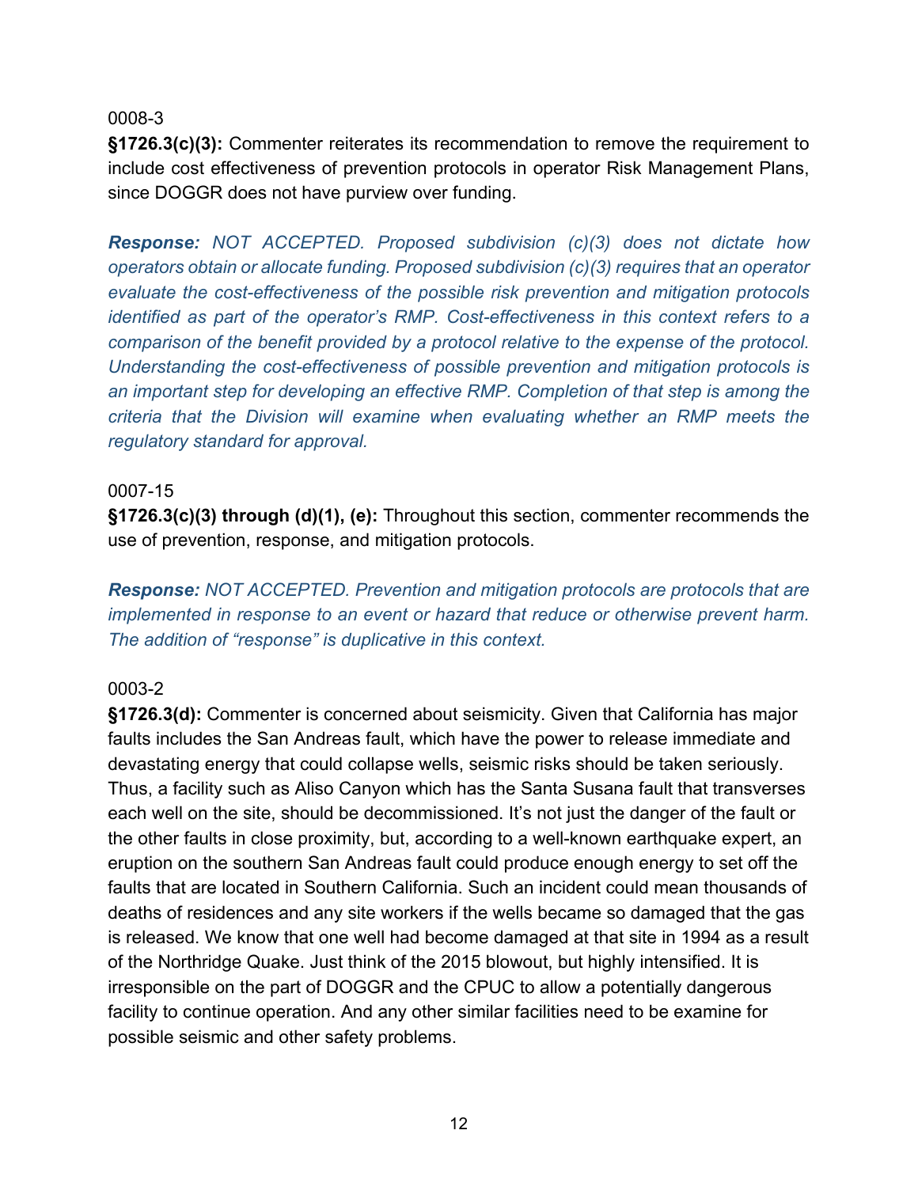0008-3

**§1726.3(c)(3):** Commenter reiterates its recommendation to remove the requirement to include cost effectiveness of prevention protocols in operator Risk Management Plans, since DOGGR does not have purview over funding.

***Response:*** *NOT ACCEPTED. Proposed subdivision (c)(3) does not dictate how operators obtain or allocate funding. Proposed subdivision (c)(3) requires that an operator evaluate the cost-effectiveness of the possible risk prevention and mitigation protocols identified as part of the operator's RMP. Cost-effectiveness in this context refers to a comparison of the benefit provided by a protocol relative to the expense of the protocol. Understanding the cost-effectiveness of possible prevention and mitigation protocols is an important step for developing an effective RMP. Completion of that step is among the criteria that the Division will examine when evaluating whether an RMP meets the regulatory standard for approval.*

0007-15

**§1726.3(c)(3) through (d)(1), (e):** Throughout this section, commenter recommends the use of prevention, response, and mitigation protocols.

***Response:*** *NOT ACCEPTED. Prevention and mitigation protocols are protocols that are implemented in response to an event or hazard that reduce or otherwise prevent harm. The addition of "response" is duplicative in this context.*

0003-2

**§1726.3(d):** Commenter is concerned about seismicity. Given that California has major faults includes the San Andreas fault, which have the power to release immediate and devastating energy that could collapse wells, seismic risks should be taken seriously. Thus, a facility such as Aliso Canyon which has the Santa Susana fault that transverses each well on the site, should be decommissioned. It's not just the danger of the fault or the other faults in close proximity, but, according to a well-known earthquake expert, an eruption on the southern San Andreas fault could produce enough energy to set off the faults that are located in Southern California. Such an incident could mean thousands of deaths of residences and any site workers if the wells became so damaged that the gas is released. We know that one well had become damaged at that site in 1994 as a result of the Northridge Quake. Just think of the 2015 blowout, but highly intensified. It is irresponsible on the part of DOGGR and the CPUC to allow a potentially dangerous facility to continue operation. And any other similar facilities need to be examine for possible seismic and other safety problems.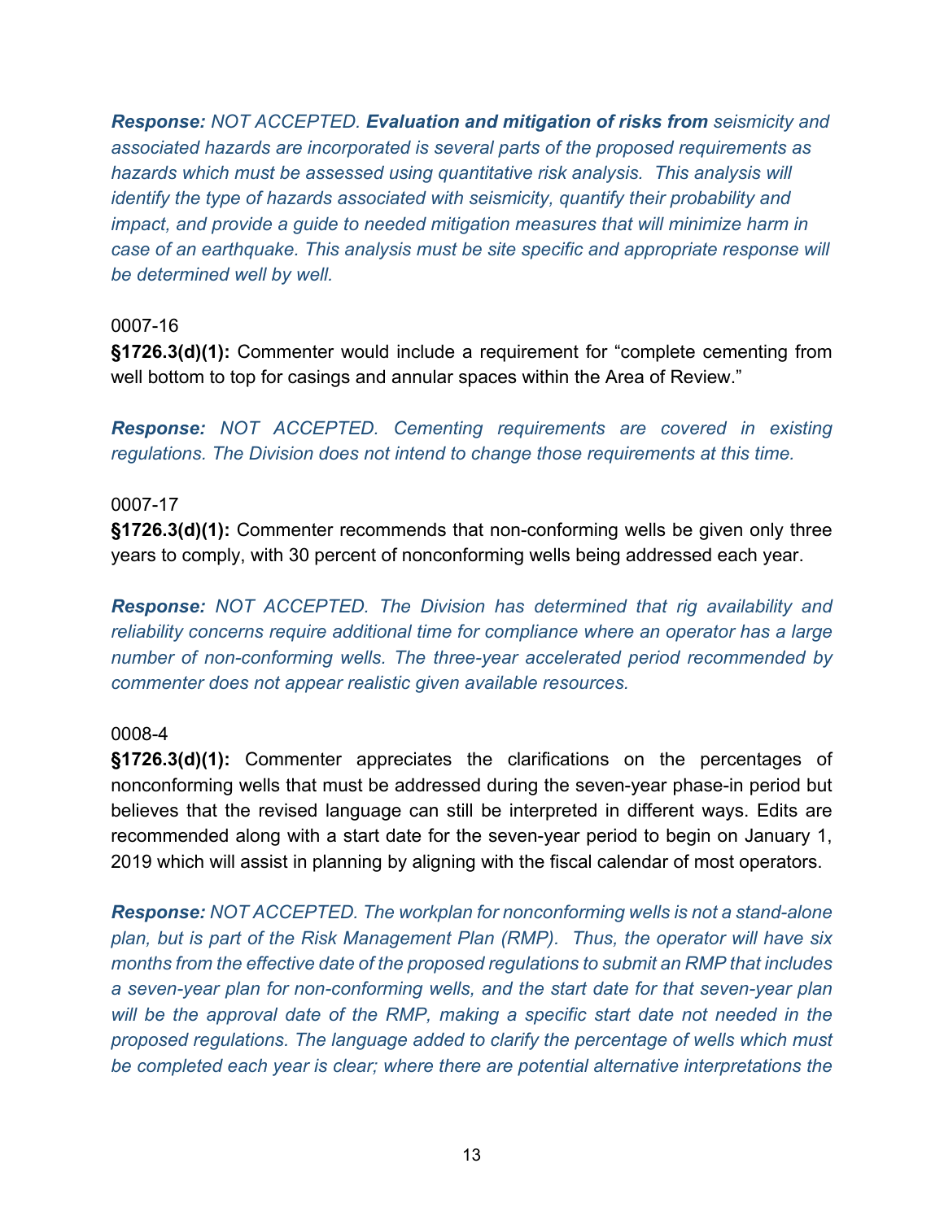***Response:*** *NOT ACCEPTED.* ***Evaluation and mitigation of risks from*** *seismicity and associated hazards are incorporated is several parts of the proposed requirements as hazards which must be assessed using quantitative risk analysis. This analysis will identify the type of hazards associated with seismicity, quantify their probability and impact, and provide a guide to needed mitigation measures that will minimize harm in case of an earthquake. This analysis must be site specific and appropriate response will be determined well by well.*

0007-16

**§1726.3(d)(1):** Commenter would include a requirement for "complete cementing from well bottom to top for casings and annular spaces within the Area of Review."

***Response:*** *NOT ACCEPTED. Cementing requirements are covered in existing regulations. The Division does not intend to change those requirements at this time.*

0007-17

**§1726.3(d)(1):** Commenter recommends that non-conforming wells be given only three years to comply, with 30 percent of nonconforming wells being addressed each year.

***Response:*** *NOT ACCEPTED. The Division has determined that rig availability and reliability concerns require additional time for compliance where an operator has a large number of non-conforming wells. The three-year accelerated period recommended by commenter does not appear realistic given available resources.*

0008-4

**§1726.3(d)(1):** Commenter appreciates the clarifications on the percentages of nonconforming wells that must be addressed during the seven-year phase-in period but believes that the revised language can still be interpreted in different ways. Edits are recommended along with a start date for the seven-year period to begin on January 1, 2019 which will assist in planning by aligning with the fiscal calendar of most operators.

***Response:*** *NOT ACCEPTED. The workplan for nonconforming wells is not a stand-alone plan, but is part of the Risk Management Plan (RMP). Thus, the operator will have six months from the effective date of the proposed regulations to submit an RMP that includes a seven-year plan for non-conforming wells, and the start date for that seven-year plan will be the approval date of the RMP, making a specific start date not needed in the proposed regulations. The language added to clarify the percentage of wells which must be completed each year is clear; where there are potential alternative interpretations the*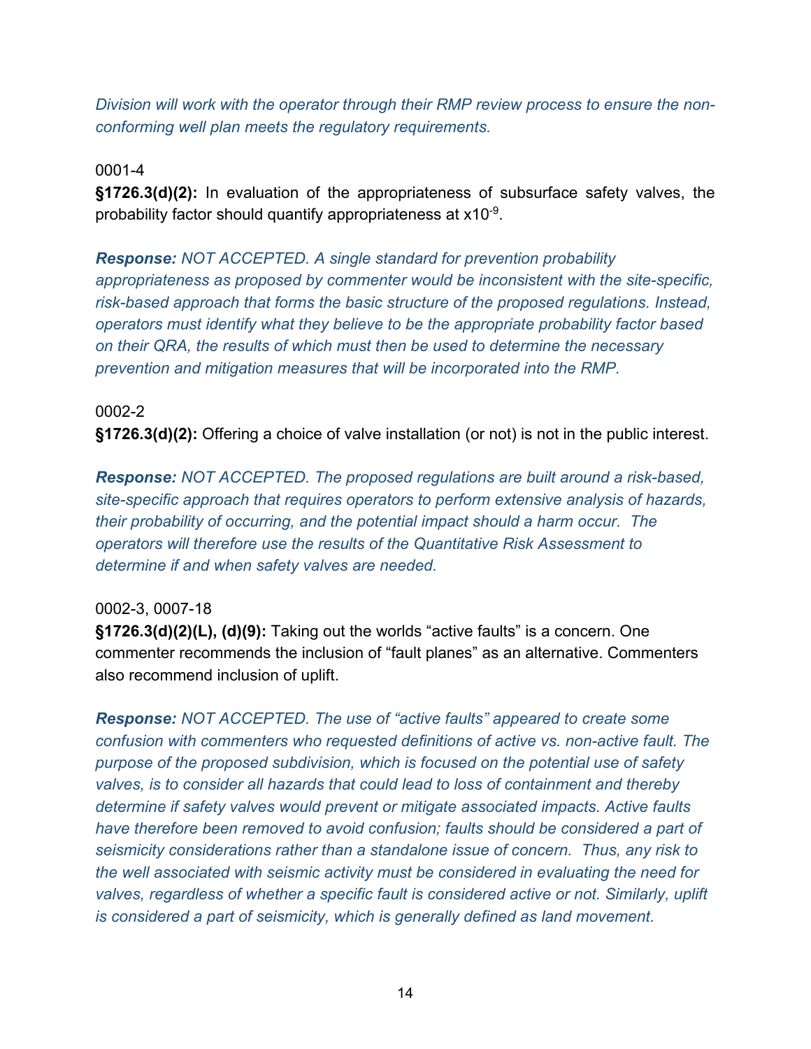*Division will work with the operator through their RMP review process to ensure the non-conforming well plan meets the regulatory requirements.*

0001-4

**§1726.3(d)(2):** In evaluation of the appropriateness of subsurface safety valves, the probability factor should quantify appropriateness at $x10^{-9}$.

***Response:*** *NOT ACCEPTED. A single standard for prevention probability appropriateness as proposed by commenter would be inconsistent with the site-specific, risk-based approach that forms the basic structure of the proposed regulations. Instead, operators must identify what they believe to be the appropriate probability factor based on their QRA, the results of which must then be used to determine the necessary prevention and mitigation measures that will be incorporated into the RMP.*

0002-2

**§1726.3(d)(2):** Offering a choice of valve installation (or not) is not in the public interest.

***Response:*** *NOT ACCEPTED. The proposed regulations are built around a risk-based, site-specific approach that requires operators to perform extensive analysis of hazards, their probability of occurring, and the potential impact should a harm occur. The operators will therefore use the results of the Quantitative Risk Assessment to determine if and when safety valves are needed.*

0002-3, 0007-18

**§1726.3(d)(2)(L), (d)(9):** Taking out the worlds "active faults" is a concern. One commenter recommends the inclusion of "fault planes" as an alternative. Commenters also recommend inclusion of uplift.

***Response:*** *NOT ACCEPTED. The use of "active faults" appeared to create some confusion with commenters who requested definitions of active vs. non-active fault. The purpose of the proposed subdivision, which is focused on the potential use of safety valves, is to consider all hazards that could lead to loss of containment and thereby determine if safety valves would prevent or mitigate associated impacts. Active faults have therefore been removed to avoid confusion; faults should be considered a part of seismicity considerations rather than a standalone issue of concern. Thus, any risk to the well associated with seismic activity must be considered in evaluating the need for valves, regardless of whether a specific fault is considered active or not. Similarly, uplift is considered a part of seismicity, which is generally defined as land movement.*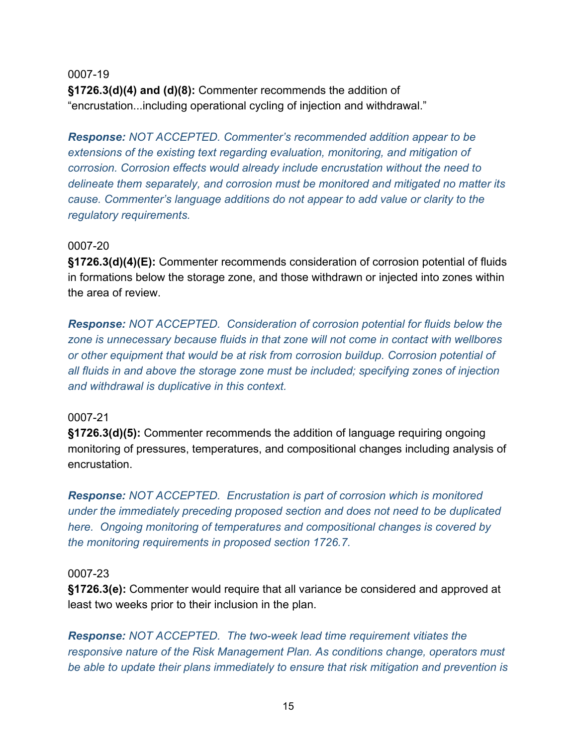0007-19

**§1726.3(d)(4) and (d)(8):** Commenter recommends the addition of "encrustation...including operational cycling of injection and withdrawal."

***Response:*** *NOT ACCEPTED. Commenter's recommended addition appear to be extensions of the existing text regarding evaluation, monitoring, and mitigation of corrosion. Corrosion effects would already include encrustation without the need to delineate them separately, and corrosion must be monitored and mitigated no matter its cause. Commenter's language additions do not appear to add value or clarity to the regulatory requirements.*

0007-20

**§1726.3(d)(4)(E):** Commenter recommends consideration of corrosion potential of fluids in formations below the storage zone, and those withdrawn or injected into zones within the area of review.

***Response:*** *NOT ACCEPTED. Consideration of corrosion potential for fluids below the zone is unnecessary because fluids in that zone will not come in contact with wellbores or other equipment that would be at risk from corrosion buildup. Corrosion potential of all fluids in and above the storage zone must be included; specifying zones of injection and withdrawal is duplicative in this context.*

0007-21

**§1726.3(d)(5):** Commenter recommends the addition of language requiring ongoing monitoring of pressures, temperatures, and compositional changes including analysis of encrustation.

***Response:*** *NOT ACCEPTED. Encrustation is part of corrosion which is monitored under the immediately preceding proposed section and does not need to be duplicated here. Ongoing monitoring of temperatures and compositional changes is covered by the monitoring requirements in proposed section 1726.7.*

0007-23

**§1726.3(e):** Commenter would require that all variance be considered and approved at least two weeks prior to their inclusion in the plan.

***Response:*** *NOT ACCEPTED. The two-week lead time requirement vitiates the responsive nature of the Risk Management Plan. As conditions change, operators must be able to update their plans immediately to ensure that risk mitigation and prevention is*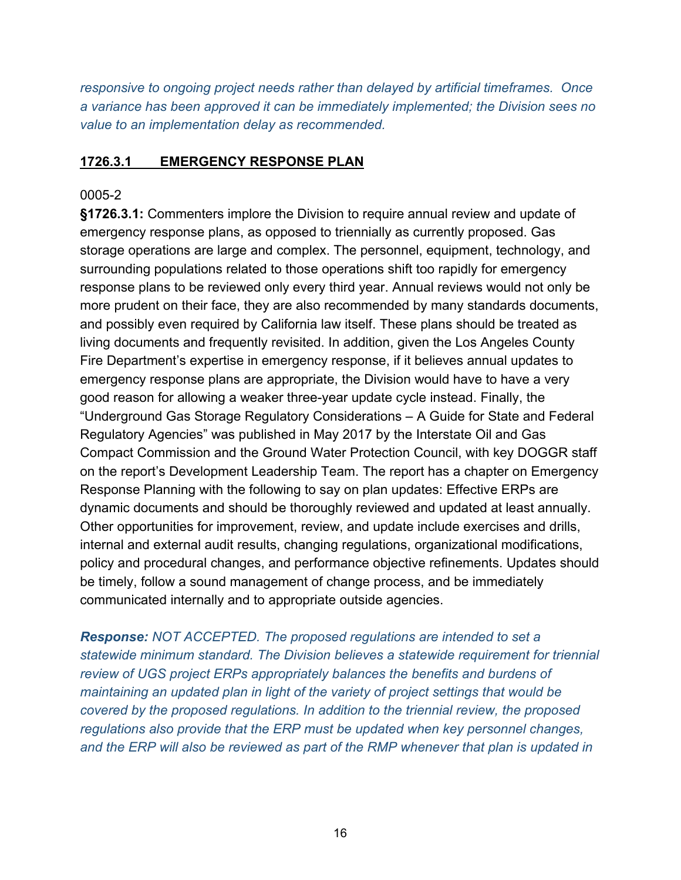*responsive to ongoing project needs rather than delayed by artificial timeframes. Once a variance has been approved it can be immediately implemented; the Division sees no value to an implementation delay as recommended.*

## 1726.3.1 EMERGENCY RESPONSE PLAN

0005-2

**§1726.3.1:** Commenters implore the Division to require annual review and update of emergency response plans, as opposed to triennially as currently proposed. Gas storage operations are large and complex. The personnel, equipment, technology, and surrounding populations related to those operations shift too rapidly for emergency response plans to be reviewed only every third year. Annual reviews would not only be more prudent on their face, they are also recommended by many standards documents, and possibly even required by California law itself. These plans should be treated as living documents and frequently revisited. In addition, given the Los Angeles County Fire Department's expertise in emergency response, if it believes annual updates to emergency response plans are appropriate, the Division would have to have a very good reason for allowing a weaker three-year update cycle instead. Finally, the "Underground Gas Storage Regulatory Considerations – A Guide for State and Federal Regulatory Agencies" was published in May 2017 by the Interstate Oil and Gas Compact Commission and the Ground Water Protection Council, with key DOGGR staff on the report's Development Leadership Team. The report has a chapter on Emergency Response Planning with the following to say on plan updates: Effective ERPs are dynamic documents and should be thoroughly reviewed and updated at least annually. Other opportunities for improvement, review, and update include exercises and drills, internal and external audit results, changing regulations, organizational modifications, policy and procedural changes, and performance objective refinements. Updates should be timely, follow a sound management of change process, and be immediately communicated internally and to appropriate outside agencies.

***Response:*** *NOT ACCEPTED. The proposed regulations are intended to set a statewide minimum standard. The Division believes a statewide requirement for triennial review of UGS project ERPs appropriately balances the benefits and burdens of maintaining an updated plan in light of the variety of project settings that would be covered by the proposed regulations. In addition to the triennial review, the proposed regulations also provide that the ERP must be updated when key personnel changes, and the ERP will also be reviewed as part of the RMP whenever that plan is updated in*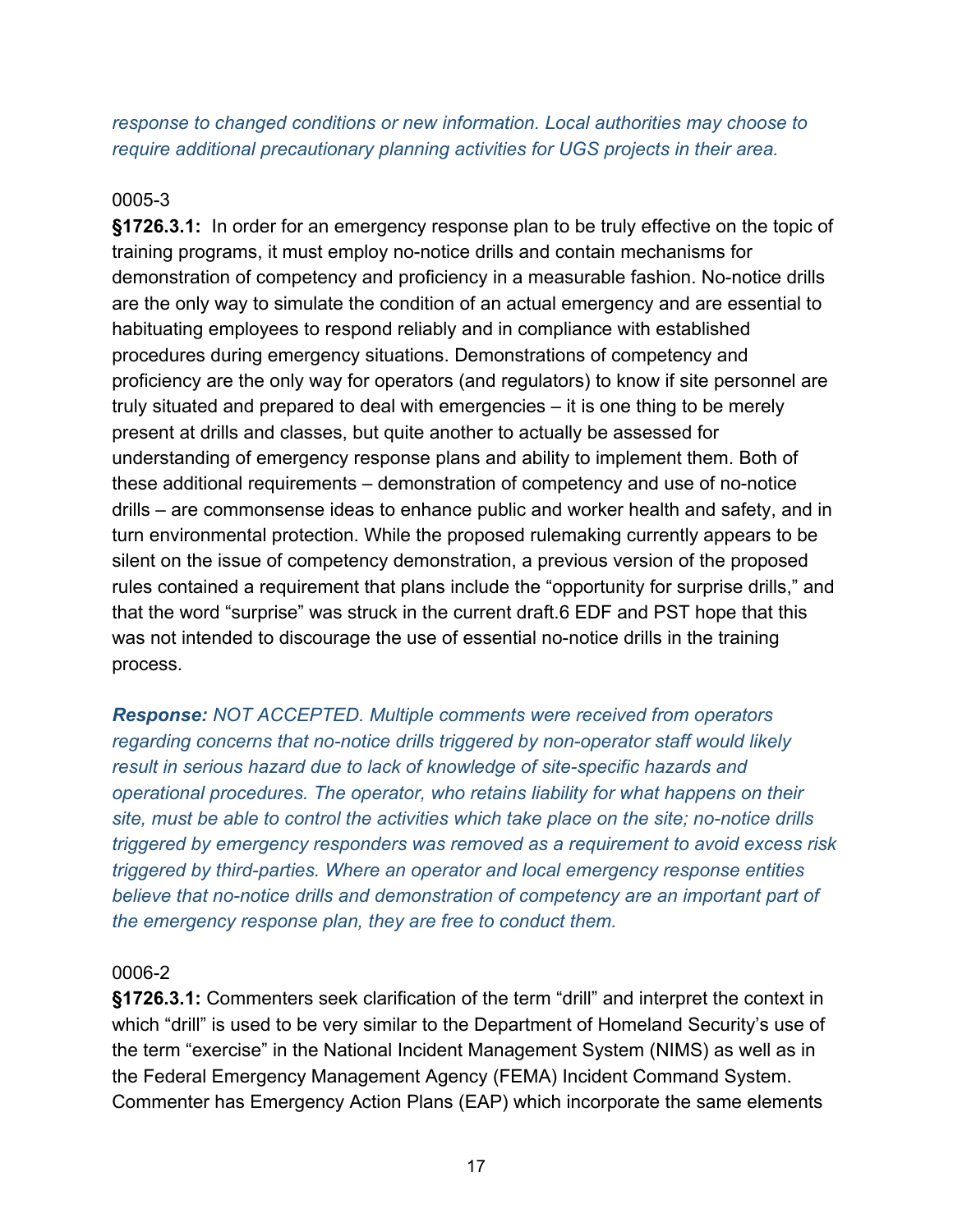*response to changed conditions or new information. Local authorities may choose to require additional precautionary planning activities for UGS projects in their area.*

0005-3

**§1726.3.1:** In order for an emergency response plan to be truly effective on the topic of training programs, it must employ no-notice drills and contain mechanisms for demonstration of competency and proficiency in a measurable fashion. No-notice drills are the only way to simulate the condition of an actual emergency and are essential to habituating employees to respond reliably and in compliance with established procedures during emergency situations. Demonstrations of competency and proficiency are the only way for operators (and regulators) to know if site personnel are truly situated and prepared to deal with emergencies – it is one thing to be merely present at drills and classes, but quite another to actually be assessed for understanding of emergency response plans and ability to implement them. Both of these additional requirements – demonstration of competency and use of no-notice drills – are commonsense ideas to enhance public and worker health and safety, and in turn environmental protection. While the proposed rulemaking currently appears to be silent on the issue of competency demonstration, a previous version of the proposed rules contained a requirement that plans include the "opportunity for surprise drills," and that the word "surprise" was struck in the current draft.6 EDF and PST hope that this was not intended to discourage the use of essential no-notice drills in the training process.

***Response:*** *NOT ACCEPTED. Multiple comments were received from operators regarding concerns that no-notice drills triggered by non-operator staff would likely result in serious hazard due to lack of knowledge of site-specific hazards and operational procedures. The operator, who retains liability for what happens on their site, must be able to control the activities which take place on the site; no-notice drills triggered by emergency responders was removed as a requirement to avoid excess risk triggered by third-parties. Where an operator and local emergency response entities believe that no-notice drills and demonstration of competency are an important part of the emergency response plan, they are free to conduct them.*

0006-2

**§1726.3.1:** Commenters seek clarification of the term "drill" and interpret the context in which "drill" is used to be very similar to the Department of Homeland Security's use of the term "exercise" in the National Incident Management System (NIMS) as well as in the Federal Emergency Management Agency (FEMA) Incident Command System. Commenter has Emergency Action Plans (EAP) which incorporate the same elements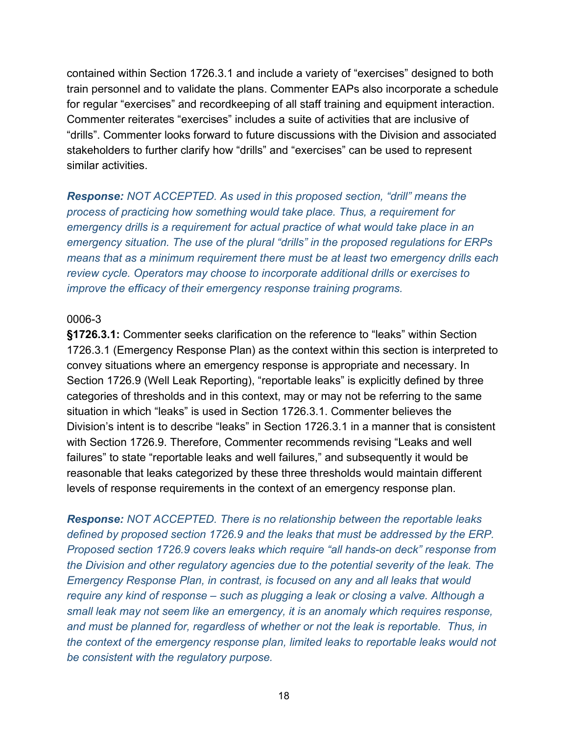contained within Section 1726.3.1 and include a variety of “exercises” designed to both train personnel and to validate the plans. Commenter EAPs also incorporate a schedule for regular “exercises” and recordkeeping of all staff training and equipment interaction. Commenter reiterates “exercises” includes a suite of activities that are inclusive of “drills”. Commenter looks forward to future discussions with the Division and associated stakeholders to further clarify how “drills” and “exercises” can be used to represent similar activities.

***Response:*** *NOT ACCEPTED. As used in this proposed section, “drill” means the process of practicing how something would take place. Thus, a requirement for emergency drills is a requirement for actual practice of what would take place in an emergency situation. The use of the plural “drills” in the proposed regulations for ERPs means that as a minimum requirement there must be at least two emergency drills each review cycle. Operators may choose to incorporate additional drills or exercises to improve the efficacy of their emergency response training programs.*

0006-3

**§1726.3.1:** Commenter seeks clarification on the reference to “leaks” within Section 1726.3.1 (Emergency Response Plan) as the context within this section is interpreted to convey situations where an emergency response is appropriate and necessary. In Section 1726.9 (Well Leak Reporting), “reportable leaks” is explicitly defined by three categories of thresholds and in this context, may or may not be referring to the same situation in which “leaks” is used in Section 1726.3.1. Commenter believes the Division’s intent is to describe “leaks” in Section 1726.3.1 in a manner that is consistent with Section 1726.9. Therefore, Commenter recommends revising “Leaks and well failures” to state “reportable leaks and well failures,” and subsequently it would be reasonable that leaks categorized by these three thresholds would maintain different levels of response requirements in the context of an emergency response plan.

***Response:*** *NOT ACCEPTED. There is no relationship between the reportable leaks defined by proposed section 1726.9 and the leaks that must be addressed by the ERP. Proposed section 1726.9 covers leaks which require “all hands-on deck” response from the Division and other regulatory agencies due to the potential severity of the leak. The Emergency Response Plan, in contrast, is focused on any and all leaks that would require any kind of response – such as plugging a leak or closing a valve. Although a small leak may not seem like an emergency, it is an anomaly which requires response, and must be planned for, regardless of whether or not the leak is reportable. Thus, in the context of the emergency response plan, limited leaks to reportable leaks would not be consistent with the regulatory purpose.*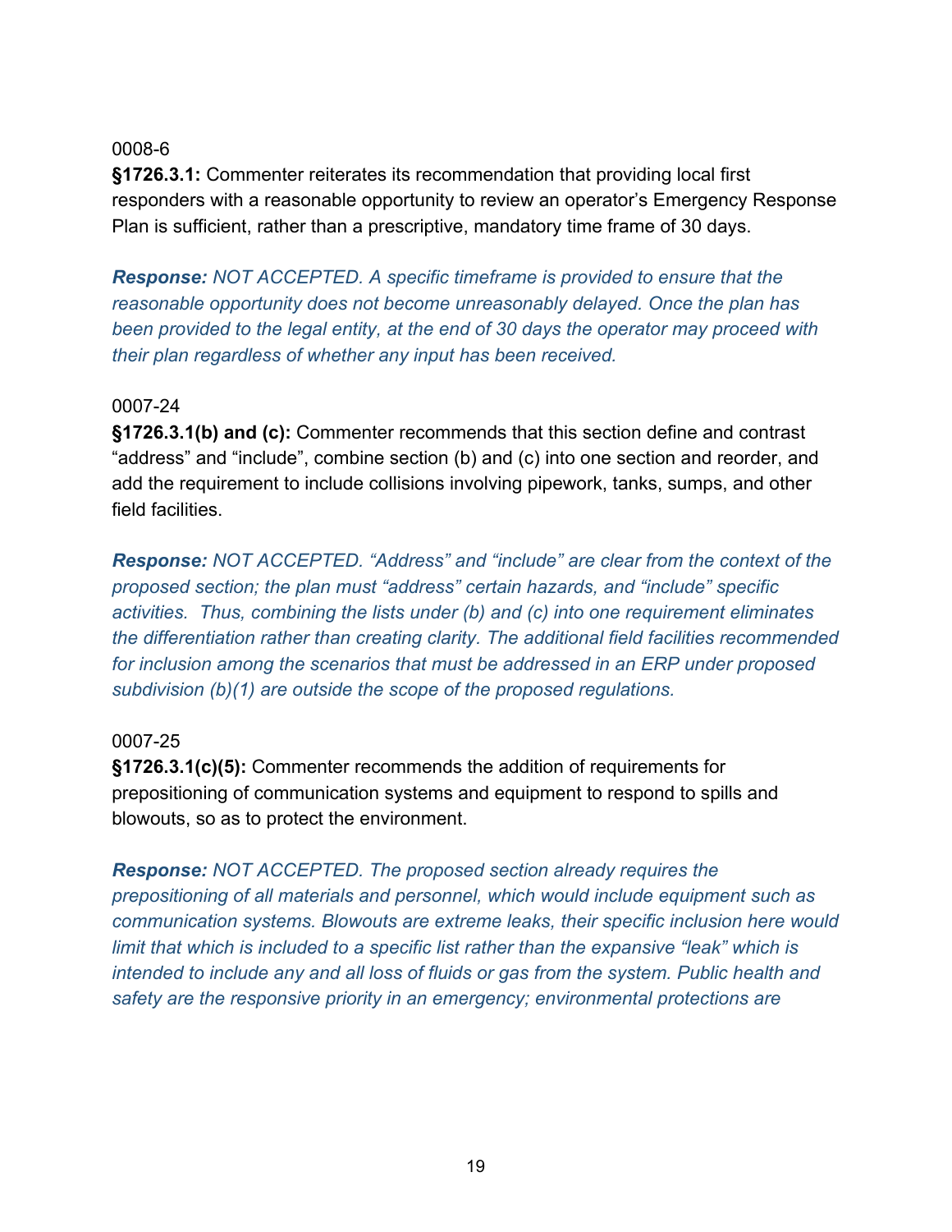0008-6

**§1726.3.1:** Commenter reiterates its recommendation that providing local first responders with a reasonable opportunity to review an operator's Emergency Response Plan is sufficient, rather than a prescriptive, mandatory time frame of 30 days.

***Response:*** *NOT ACCEPTED. A specific timeframe is provided to ensure that the reasonable opportunity does not become unreasonably delayed. Once the plan has been provided to the legal entity, at the end of 30 days the operator may proceed with their plan regardless of whether any input has been received.*

0007-24

**§1726.3.1(b) and (c):** Commenter recommends that this section define and contrast "address" and "include", combine section (b) and (c) into one section and reorder, and add the requirement to include collisions involving pipework, tanks, sumps, and other field facilities.

***Response:*** *NOT ACCEPTED. "Address" and "include" are clear from the context of the proposed section; the plan must "address" certain hazards, and "include" specific activities. Thus, combining the lists under (b) and (c) into one requirement eliminates the differentiation rather than creating clarity. The additional field facilities recommended for inclusion among the scenarios that must be addressed in an ERP under proposed subdivision (b)(1) are outside the scope of the proposed regulations.*

0007-25

**§1726.3.1(c)(5):** Commenter recommends the addition of requirements for prepositioning of communication systems and equipment to respond to spills and blowouts, so as to protect the environment.

***Response:*** *NOT ACCEPTED. The proposed section already requires the prepositioning of all materials and personnel, which would include equipment such as communication systems. Blowouts are extreme leaks, their specific inclusion here would limit that which is included to a specific list rather than the expansive "leak" which is intended to include any and all loss of fluids or gas from the system. Public health and safety are the responsive priority in an emergency; environmental protections are*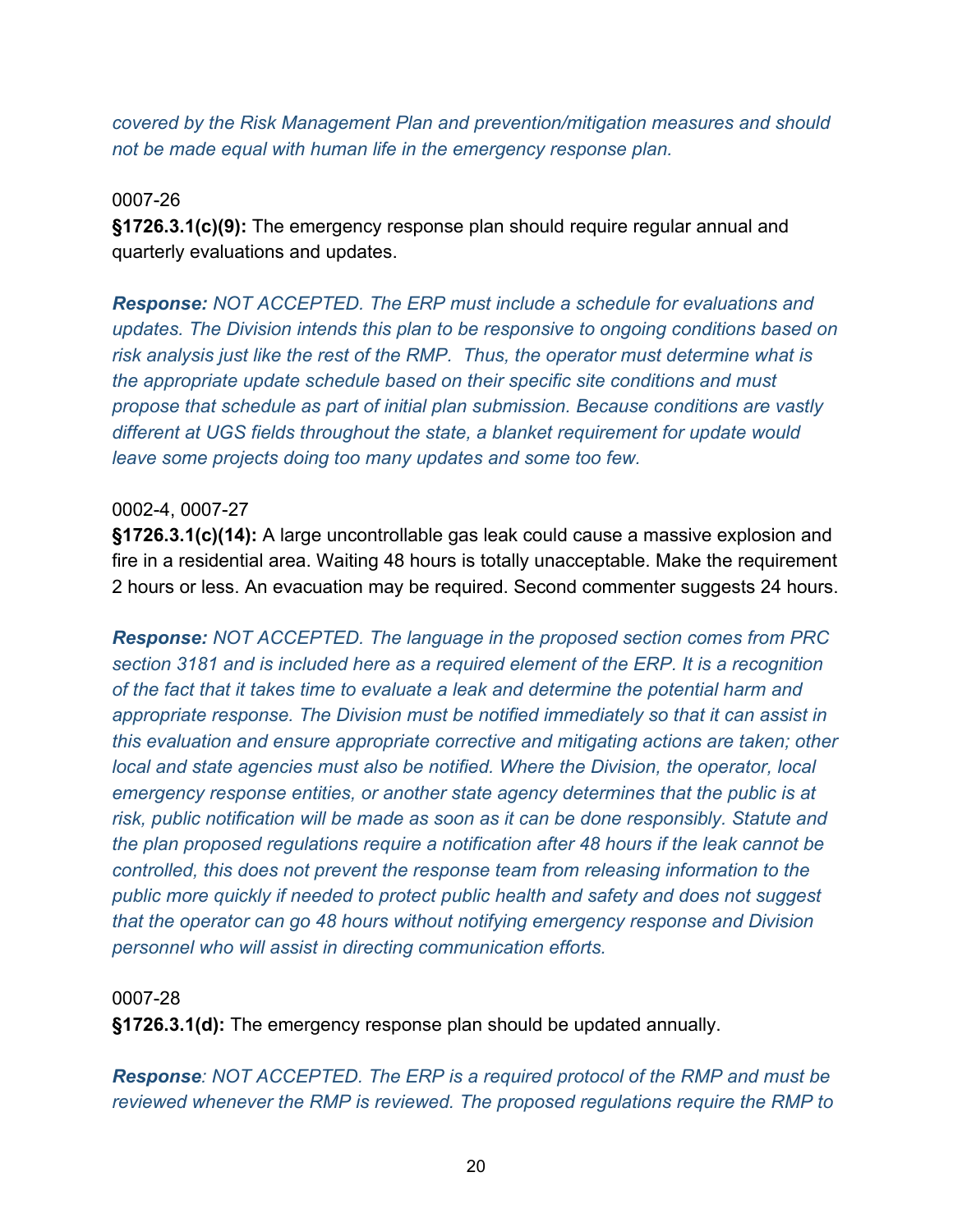*covered by the Risk Management Plan and prevention/mitigation measures and should not be made equal with human life in the emergency response plan.*

0007-26

**§1726.3.1(c)(9):** The emergency response plan should require regular annual and quarterly evaluations and updates.

***Response:*** *NOT ACCEPTED. The ERP must include a schedule for evaluations and updates. The Division intends this plan to be responsive to ongoing conditions based on risk analysis just like the rest of the RMP. Thus, the operator must determine what is the appropriate update schedule based on their specific site conditions and must propose that schedule as part of initial plan submission. Because conditions are vastly different at UGS fields throughout the state, a blanket requirement for update would leave some projects doing too many updates and some too few.*

0002-4, 0007-27

**§1726.3.1(c)(14):** A large uncontrollable gas leak could cause a massive explosion and fire in a residential area. Waiting 48 hours is totally unacceptable. Make the requirement 2 hours or less. An evacuation may be required. Second commenter suggests 24 hours.

***Response:*** *NOT ACCEPTED. The language in the proposed section comes from PRC section 3181 and is included here as a required element of the ERP. It is a recognition of the fact that it takes time to evaluate a leak and determine the potential harm and appropriate response. The Division must be notified immediately so that it can assist in this evaluation and ensure appropriate corrective and mitigating actions are taken; other local and state agencies must also be notified. Where the Division, the operator, local emergency response entities, or another state agency determines that the public is at risk, public notification will be made as soon as it can be done responsibly. Statute and the plan proposed regulations require a notification after 48 hours if the leak cannot be controlled, this does not prevent the response team from releasing information to the public more quickly if needed to protect public health and safety and does not suggest that the operator can go 48 hours without notifying emergency response and Division personnel who will assist in directing communication efforts.*

0007-28

**§1726.3.1(d):** The emergency response plan should be updated annually.

***Response****: NOT ACCEPTED. The ERP is a required protocol of the RMP and must be reviewed whenever the RMP is reviewed. The proposed regulations require the RMP to*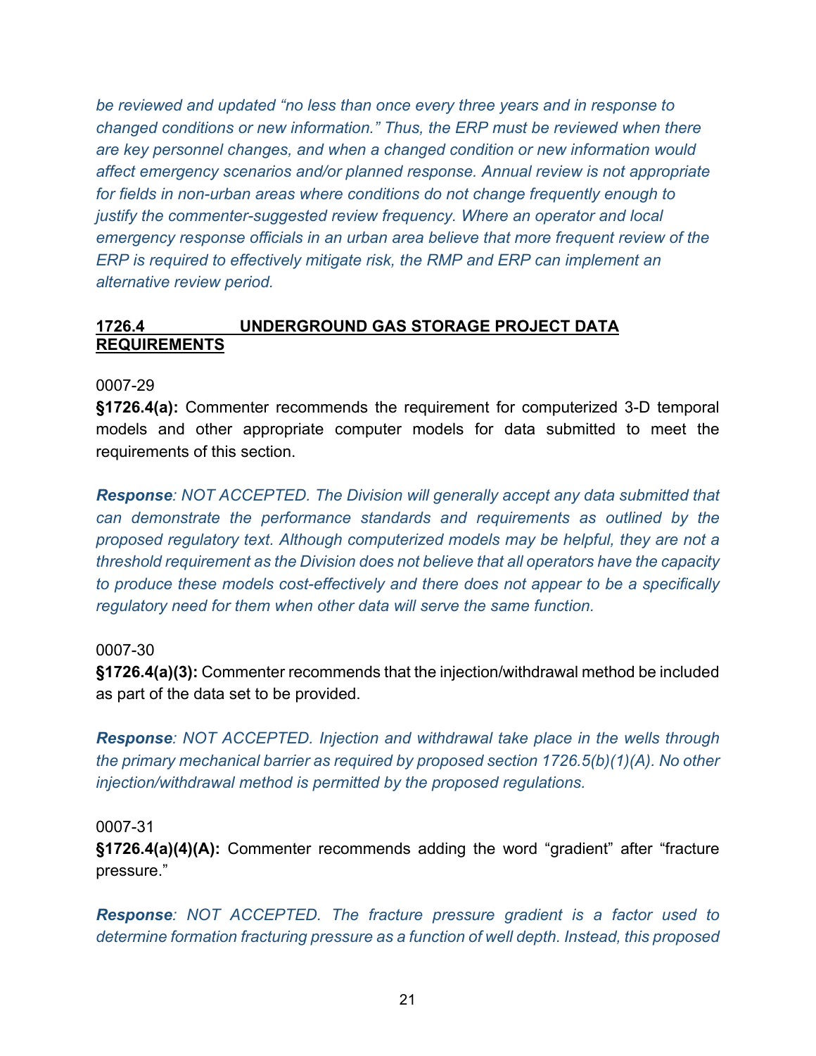*be reviewed and updated "no less than once every three years and in response to changed conditions or new information." Thus, the ERP must be reviewed when there are key personnel changes, and when a changed condition or new information would affect emergency scenarios and/or planned response. Annual review is not appropriate for fields in non-urban areas where conditions do not change frequently enough to justify the commenter-suggested review frequency. Where an operator and local emergency response officials in an urban area believe that more frequent review of the ERP is required to effectively mitigate risk, the RMP and ERP can implement an alternative review period.*

## 1726.4 UNDERGROUND GAS STORAGE PROJECT DATA REQUIREMENTS

0007-29

**§1726.4(a):** Commenter recommends the requirement for computerized 3-D temporal models and other appropriate computer models for data submitted to meet the requirements of this section.

***Response**: NOT ACCEPTED. The Division will generally accept any data submitted that can demonstrate the performance standards and requirements as outlined by the proposed regulatory text. Although computerized models may be helpful, they are not a threshold requirement as the Division does not believe that all operators have the capacity to produce these models cost-effectively and there does not appear to be a specifically regulatory need for them when other data will serve the same function.*

0007-30

**§1726.4(a)(3):** Commenter recommends that the injection/withdrawal method be included as part of the data set to be provided.

***Response**: NOT ACCEPTED. Injection and withdrawal take place in the wells through the primary mechanical barrier as required by proposed section 1726.5(b)(1)(A). No other injection/withdrawal method is permitted by the proposed regulations.*

0007-31

**§1726.4(a)(4)(A):** Commenter recommends adding the word "gradient" after "fracture pressure."

***Response**: NOT ACCEPTED. The fracture pressure gradient is a factor used to determine formation fracturing pressure as a function of well depth. Instead, this proposed*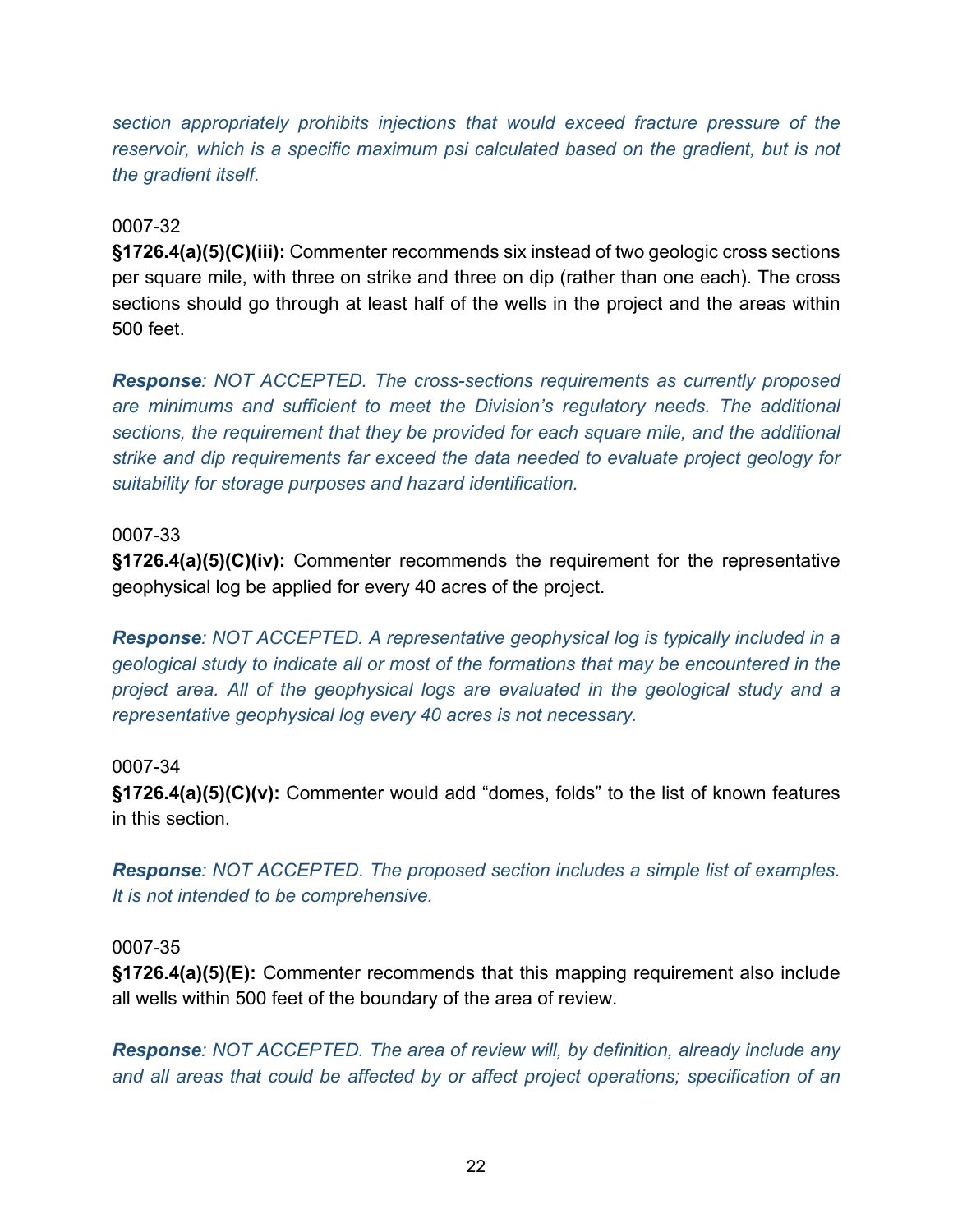*section appropriately prohibits injections that would exceed fracture pressure of the reservoir, which is a specific maximum psi calculated based on the gradient, but is not the gradient itself.*

0007-32

**§1726.4(a)(5)(C)(iii):** Commenter recommends six instead of two geologic cross sections per square mile, with three on strike and three on dip (rather than one each). The cross sections should go through at least half of the wells in the project and the areas within 500 feet.

***Response**: NOT ACCEPTED. The cross-sections requirements as currently proposed are minimums and sufficient to meet the Division's regulatory needs. The additional sections, the requirement that they be provided for each square mile, and the additional strike and dip requirements far exceed the data needed to evaluate project geology for suitability for storage purposes and hazard identification.*

0007-33

**§1726.4(a)(5)(C)(iv):** Commenter recommends the requirement for the representative geophysical log be applied for every 40 acres of the project.

***Response**: NOT ACCEPTED. A representative geophysical log is typically included in a geological study to indicate all or most of the formations that may be encountered in the project area. All of the geophysical logs are evaluated in the geological study and a representative geophysical log every 40 acres is not necessary.*

0007-34

**§1726.4(a)(5)(C)(v):** Commenter would add "domes, folds" to the list of known features in this section.

***Response**: NOT ACCEPTED. The proposed section includes a simple list of examples. It is not intended to be comprehensive.*

0007-35

**§1726.4(a)(5)(E):** Commenter recommends that this mapping requirement also include all wells within 500 feet of the boundary of the area of review.

***Response**: NOT ACCEPTED. The area of review will, by definition, already include any and all areas that could be affected by or affect project operations; specification of an*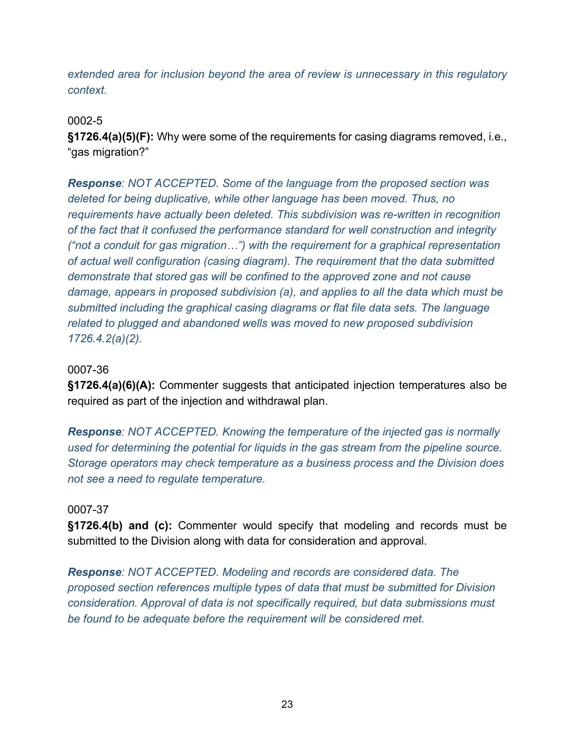*extended area for inclusion beyond the area of review is unnecessary in this regulatory context.*

0002-5

**§1726.4(a)(5)(F):** Why were some of the requirements for casing diagrams removed, i.e., "gas migration?"

***Response**: NOT ACCEPTED. Some of the language from the proposed section was deleted for being duplicative, while other language has been moved. Thus, no requirements have actually been deleted. This subdivision was re-written in recognition of the fact that it confused the performance standard for well construction and integrity ("not a conduit for gas migration…") with the requirement for a graphical representation of actual well configuration (casing diagram). The requirement that the data submitted demonstrate that stored gas will be confined to the approved zone and not cause damage, appears in proposed subdivision (a), and applies to all the data which must be submitted including the graphical casing diagrams or flat file data sets. The language related to plugged and abandoned wells was moved to new proposed subdivision 1726.4.2(a)(2).*

0007-36

**§1726.4(a)(6)(A):** Commenter suggests that anticipated injection temperatures also be required as part of the injection and withdrawal plan.

***Response**: NOT ACCEPTED. Knowing the temperature of the injected gas is normally used for determining the potential for liquids in the gas stream from the pipeline source. Storage operators may check temperature as a business process and the Division does not see a need to regulate temperature.*

0007-37

**§1726.4(b) and (c):** Commenter would specify that modeling and records must be submitted to the Division along with data for consideration and approval.

***Response**: NOT ACCEPTED. Modeling and records are considered data. The proposed section references multiple types of data that must be submitted for Division consideration. Approval of data is not specifically required, but data submissions must be found to be adequate before the requirement will be considered met.*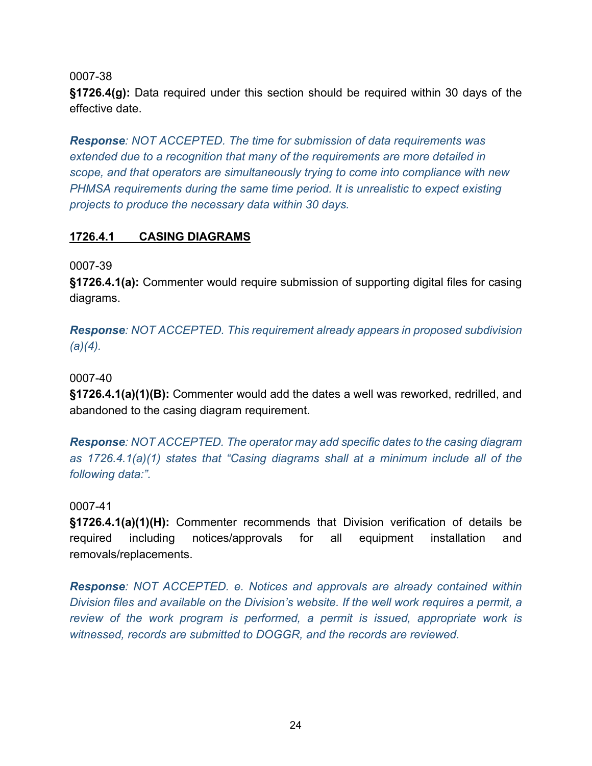0007-38

**§1726.4(g):** Data required under this section should be required within 30 days of the effective date.

***Response**: NOT ACCEPTED. The time for submission of data requirements was extended due to a recognition that many of the requirements are more detailed in scope, and that operators are simultaneously trying to come into compliance with new PHMSA requirements during the same time period. It is unrealistic to expect existing projects to produce the necessary data within 30 days.*

## 1726.4.1 CASING DIAGRAMS

0007-39

**§1726.4.1(a):** Commenter would require submission of supporting digital files for casing diagrams.

***Response**: NOT ACCEPTED. This requirement already appears in proposed subdivision (a)(4).*

0007-40

**§1726.4.1(a)(1)(B):** Commenter would add the dates a well was reworked, redrilled, and abandoned to the casing diagram requirement.

***Response**: NOT ACCEPTED. The operator may add specific dates to the casing diagram as 1726.4.1(a)(1) states that "Casing diagrams shall at a minimum include all of the following data:".*

0007-41

**§1726.4.1(a)(1)(H):** Commenter recommends that Division verification of details be required including notices/approvals for all equipment installation and removals/replacements.

***Response**: NOT ACCEPTED. e. Notices and approvals are already contained within Division files and available on the Division's website. If the well work requires a permit, a review of the work program is performed, a permit is issued, appropriate work is witnessed, records are submitted to DOGGR, and the records are reviewed.*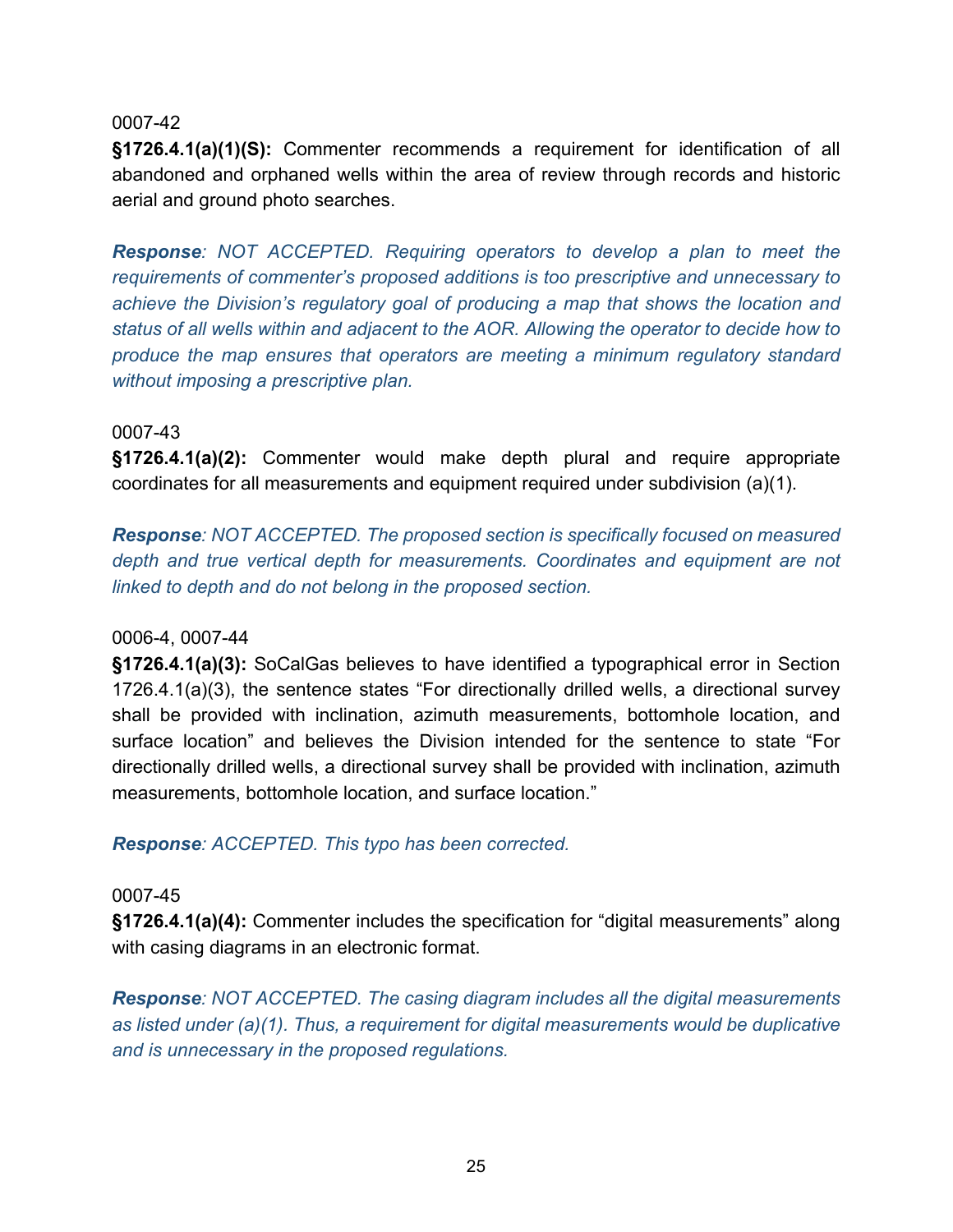0007-42

**§1726.4.1(a)(1)(S):** Commenter recommends a requirement for identification of all abandoned and orphaned wells within the area of review through records and historic aerial and ground photo searches.

***Response**: NOT ACCEPTED. Requiring operators to develop a plan to meet the requirements of commenter's proposed additions is too prescriptive and unnecessary to achieve the Division's regulatory goal of producing a map that shows the location and status of all wells within and adjacent to the AOR. Allowing the operator to decide how to produce the map ensures that operators are meeting a minimum regulatory standard without imposing a prescriptive plan.*

0007-43

**§1726.4.1(a)(2):** Commenter would make depth plural and require appropriate coordinates for all measurements and equipment required under subdivision (a)(1).

***Response**: NOT ACCEPTED. The proposed section is specifically focused on measured depth and true vertical depth for measurements. Coordinates and equipment are not linked to depth and do not belong in the proposed section.*

0006-4, 0007-44

**§1726.4.1(a)(3):** SoCalGas believes to have identified a typographical error in Section 1726.4.1(a)(3), the sentence states "For directionally drilled wells, a directional survey shall be provided with inclination, azimuth measurements, bottomhole location, and surface location" and believes the Division intended for the sentence to state "For directionally drilled wells, a directional survey shall be provided with inclination, azimuth measurements, bottomhole location, and surface location."

***Response**: ACCEPTED. This typo has been corrected.*

0007-45

**§1726.4.1(a)(4):** Commenter includes the specification for "digital measurements" along with casing diagrams in an electronic format.

***Response**: NOT ACCEPTED. The casing diagram includes all the digital measurements as listed under (a)(1). Thus, a requirement for digital measurements would be duplicative and is unnecessary in the proposed regulations.*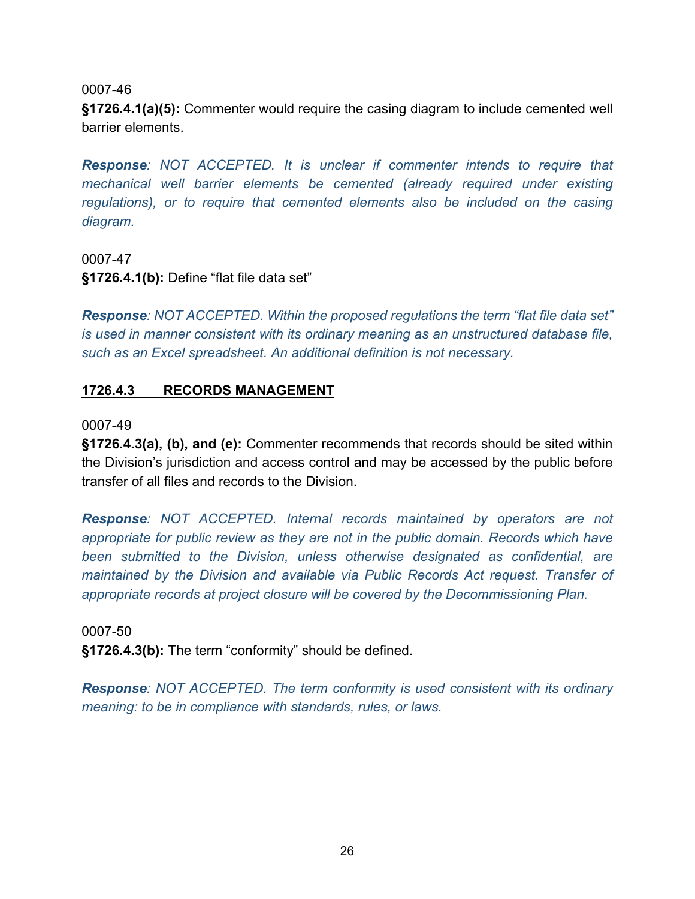0007-46

**§1726.4.1(a)(5):** Commenter would require the casing diagram to include cemented well barrier elements.

***Response**: NOT ACCEPTED. It is unclear if commenter intends to require that mechanical well barrier elements be cemented (already required under existing regulations), or to require that cemented elements also be included on the casing diagram.*

0007-47

**§1726.4.1(b):** Define "flat file data set"

***Response**: NOT ACCEPTED. Within the proposed regulations the term "flat file data set" is used in manner consistent with its ordinary meaning as an unstructured database file, such as an Excel spreadsheet. An additional definition is not necessary.*

## <u>1726.4.3 RECORDS MANAGEMENT</u>

0007-49

**§1726.4.3(a), (b), and (e):** Commenter recommends that records should be sited within the Division's jurisdiction and access control and may be accessed by the public before transfer of all files and records to the Division.

***Response**: NOT ACCEPTED. Internal records maintained by operators are not appropriate for public review as they are not in the public domain. Records which have been submitted to the Division, unless otherwise designated as confidential, are maintained by the Division and available via Public Records Act request. Transfer of appropriate records at project closure will be covered by the Decommissioning Plan.*

0007-50

**§1726.4.3(b):** The term "conformity" should be defined.

***Response**: NOT ACCEPTED. The term conformity is used consistent with its ordinary meaning: to be in compliance with standards, rules, or laws.*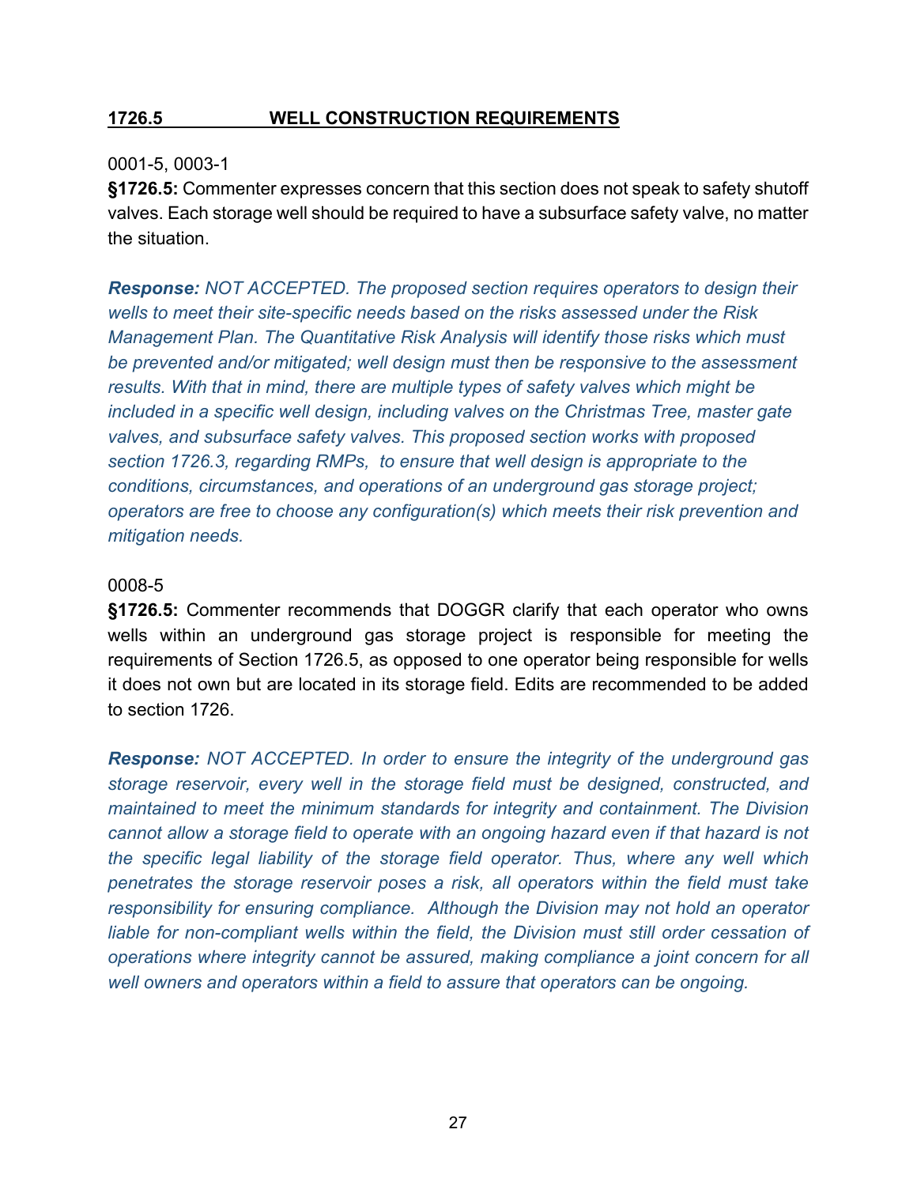## 1726.5 WELL CONSTRUCTION REQUIREMENTS

0001-5, 0003-1

**§1726.5:** Commenter expresses concern that this section does not speak to safety shutoff valves. Each storage well should be required to have a subsurface safety valve, no matter the situation.

***Response:*** *NOT ACCEPTED. The proposed section requires operators to design their wells to meet their site-specific needs based on the risks assessed under the Risk Management Plan. The Quantitative Risk Analysis will identify those risks which must be prevented and/or mitigated; well design must then be responsive to the assessment results. With that in mind, there are multiple types of safety valves which might be included in a specific well design, including valves on the Christmas Tree, master gate valves, and subsurface safety valves. This proposed section works with proposed section 1726.3, regarding RMPs, to ensure that well design is appropriate to the conditions, circumstances, and operations of an underground gas storage project; operators are free to choose any configuration(s) which meets their risk prevention and mitigation needs.*

0008-5

**§1726.5:** Commenter recommends that DOGGR clarify that each operator who owns wells within an underground gas storage project is responsible for meeting the requirements of Section 1726.5, as opposed to one operator being responsible for wells it does not own but are located in its storage field. Edits are recommended to be added to section 1726.

***Response:*** *NOT ACCEPTED. In order to ensure the integrity of the underground gas storage reservoir, every well in the storage field must be designed, constructed, and maintained to meet the minimum standards for integrity and containment. The Division cannot allow a storage field to operate with an ongoing hazard even if that hazard is not the specific legal liability of the storage field operator. Thus, where any well which penetrates the storage reservoir poses a risk, all operators within the field must take responsibility for ensuring compliance. Although the Division may not hold an operator liable for non-compliant wells within the field, the Division must still order cessation of operations where integrity cannot be assured, making compliance a joint concern for all well owners and operators within a field to assure that operators can be ongoing.*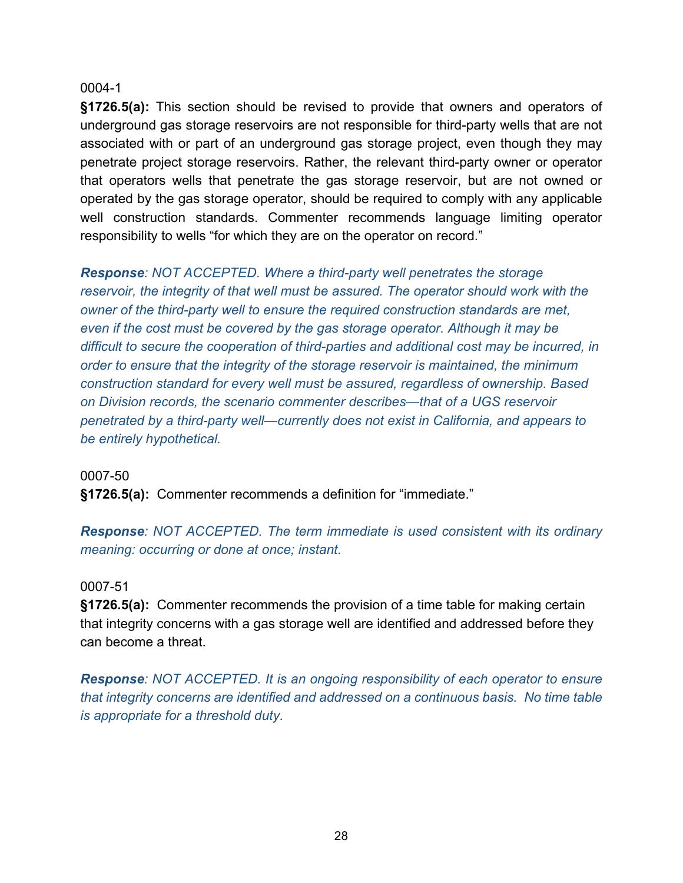0004-1

**§1726.5(a):** This section should be revised to provide that owners and operators of underground gas storage reservoirs are not responsible for third-party wells that are not associated with or part of an underground gas storage project, even though they may penetrate project storage reservoirs. Rather, the relevant third-party owner or operator that operators wells that penetrate the gas storage reservoir, but are not owned or operated by the gas storage operator, should be required to comply with any applicable well construction standards. Commenter recommends language limiting operator responsibility to wells "for which they are on the operator on record."

***Response**: NOT ACCEPTED. Where a third-party well penetrates the storage reservoir, the integrity of that well must be assured. The operator should work with the owner of the third-party well to ensure the required construction standards are met, even if the cost must be covered by the gas storage operator. Although it may be difficult to secure the cooperation of third-parties and additional cost may be incurred, in order to ensure that the integrity of the storage reservoir is maintained, the minimum construction standard for every well must be assured, regardless of ownership. Based on Division records, the scenario commenter describes—that of a UGS reservoir penetrated by a third-party well—currently does not exist in California, and appears to be entirely hypothetical.*

0007-50

**§1726.5(a):** Commenter recommends a definition for "immediate."

***Response**: NOT ACCEPTED. The term immediate is used consistent with its ordinary meaning: occurring or done at once; instant.*

0007-51

**§1726.5(a):** Commenter recommends the provision of a time table for making certain that integrity concerns with a gas storage well are identified and addressed before they can become a threat.

***Response**: NOT ACCEPTED. It is an ongoing responsibility of each operator to ensure that integrity concerns are identified and addressed on a continuous basis. No time table is appropriate for a threshold duty.*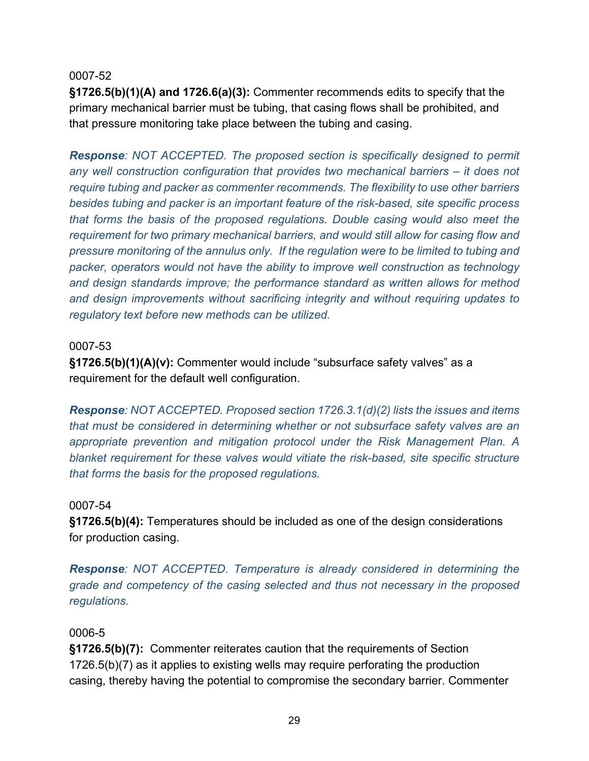0007-52

**§1726.5(b)(1)(A) and 1726.6(a)(3):** Commenter recommends edits to specify that the primary mechanical barrier must be tubing, that casing flows shall be prohibited, and that pressure monitoring take place between the tubing and casing.

***Response**: NOT ACCEPTED. The proposed section is specifically designed to permit any well construction configuration that provides two mechanical barriers – it does not require tubing and packer as commenter recommends. The flexibility to use other barriers besides tubing and packer is an important feature of the risk-based, site specific process that forms the basis of the proposed regulations. Double casing would also meet the requirement for two primary mechanical barriers, and would still allow for casing flow and pressure monitoring of the annulus only. If the regulation were to be limited to tubing and packer, operators would not have the ability to improve well construction as technology and design standards improve; the performance standard as written allows for method and design improvements without sacrificing integrity and without requiring updates to regulatory text before new methods can be utilized.*

0007-53

**§1726.5(b)(1)(A)(v):** Commenter would include "subsurface safety valves" as a requirement for the default well configuration.

***Response**: NOT ACCEPTED. Proposed section 1726.3.1(d)(2) lists the issues and items that must be considered in determining whether or not subsurface safety valves are an appropriate prevention and mitigation protocol under the Risk Management Plan. A blanket requirement for these valves would vitiate the risk-based, site specific structure that forms the basis for the proposed regulations.*

0007-54

**§1726.5(b)(4):** Temperatures should be included as one of the design considerations for production casing.

***Response**: NOT ACCEPTED. Temperature is already considered in determining the grade and competency of the casing selected and thus not necessary in the proposed regulations.*

0006-5

**§1726.5(b)(7):** Commenter reiterates caution that the requirements of Section 1726.5(b)(7) as it applies to existing wells may require perforating the production casing, thereby having the potential to compromise the secondary barrier. Commenter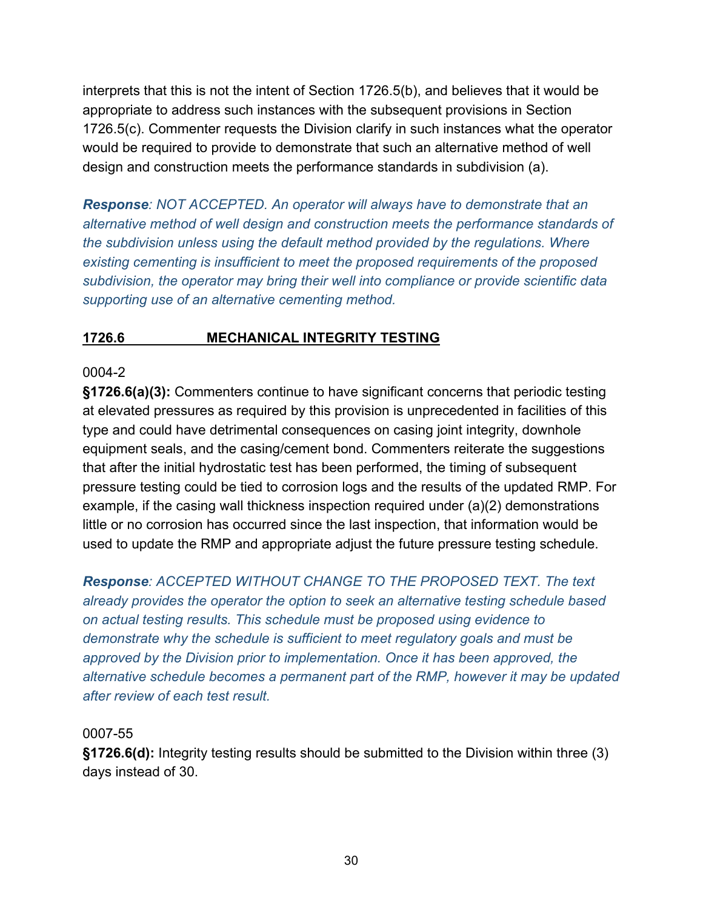interprets that this is not the intent of Section 1726.5(b), and believes that it would be appropriate to address such instances with the subsequent provisions in Section 1726.5(c). Commenter requests the Division clarify in such instances what the operator would be required to provide to demonstrate that such an alternative method of well design and construction meets the performance standards in subdivision (a).

***Response**: NOT ACCEPTED. An operator will always have to demonstrate that an alternative method of well design and construction meets the performance standards of the subdivision unless using the default method provided by the regulations. Where existing cementing is insufficient to meet the proposed requirements of the proposed subdivision, the operator may bring their well into compliance or provide scientific data supporting use of an alternative cementing method.*

## 1726.6 MECHANICAL INTEGRITY TESTING

0004-2

**§1726.6(a)(3):** Commenters continue to have significant concerns that periodic testing at elevated pressures as required by this provision is unprecedented in facilities of this type and could have detrimental consequences on casing joint integrity, downhole equipment seals, and the casing/cement bond. Commenters reiterate the suggestions that after the initial hydrostatic test has been performed, the timing of subsequent pressure testing could be tied to corrosion logs and the results of the updated RMP. For example, if the casing wall thickness inspection required under (a)(2) demonstrations little or no corrosion has occurred since the last inspection, that information would be used to update the RMP and appropriate adjust the future pressure testing schedule.

***Response**: ACCEPTED WITHOUT CHANGE TO THE PROPOSED TEXT. The text already provides the operator the option to seek an alternative testing schedule based on actual testing results. This schedule must be proposed using evidence to demonstrate why the schedule is sufficient to meet regulatory goals and must be approved by the Division prior to implementation. Once it has been approved, the alternative schedule becomes a permanent part of the RMP, however it may be updated after review of each test result.*

0007-55

**§1726.6(d):** Integrity testing results should be submitted to the Division within three (3) days instead of 30.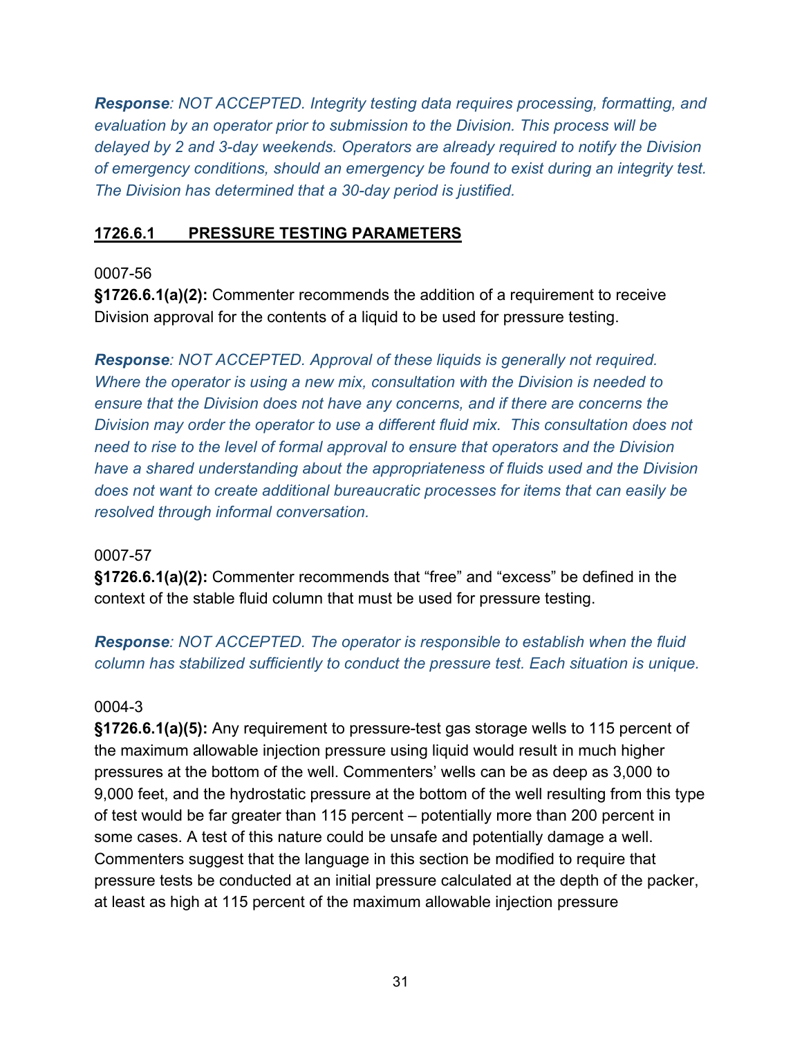***Response**: NOT ACCEPTED. Integrity testing data requires processing, formatting, and evaluation by an operator prior to submission to the Division. This process will be delayed by 2 and 3-day weekends. Operators are already required to notify the Division of emergency conditions, should an emergency be found to exist during an integrity test. The Division has determined that a 30-day period is justified.*

## 1726.6.1 PRESSURE TESTING PARAMETERS

0007-56

**§1726.6.1(a)(2):** Commenter recommends the addition of a requirement to receive Division approval for the contents of a liquid to be used for pressure testing.

***Response**: NOT ACCEPTED. Approval of these liquids is generally not required. Where the operator is using a new mix, consultation with the Division is needed to ensure that the Division does not have any concerns, and if there are concerns the Division may order the operator to use a different fluid mix. This consultation does not need to rise to the level of formal approval to ensure that operators and the Division have a shared understanding about the appropriateness of fluids used and the Division does not want to create additional bureaucratic processes for items that can easily be resolved through informal conversation.*

0007-57

**§1726.6.1(a)(2):** Commenter recommends that "free" and "excess" be defined in the context of the stable fluid column that must be used for pressure testing.

***Response**: NOT ACCEPTED. The operator is responsible to establish when the fluid column has stabilized sufficiently to conduct the pressure test. Each situation is unique.*

0004-3

**§1726.6.1(a)(5):** Any requirement to pressure-test gas storage wells to 115 percent of the maximum allowable injection pressure using liquid would result in much higher pressures at the bottom of the well. Commenters' wells can be as deep as 3,000 to 9,000 feet, and the hydrostatic pressure at the bottom of the well resulting from this type of test would be far greater than 115 percent – potentially more than 200 percent in some cases. A test of this nature could be unsafe and potentially damage a well. Commenters suggest that the language in this section be modified to require that pressure tests be conducted at an initial pressure calculated at the depth of the packer, at least as high at 115 percent of the maximum allowable injection pressure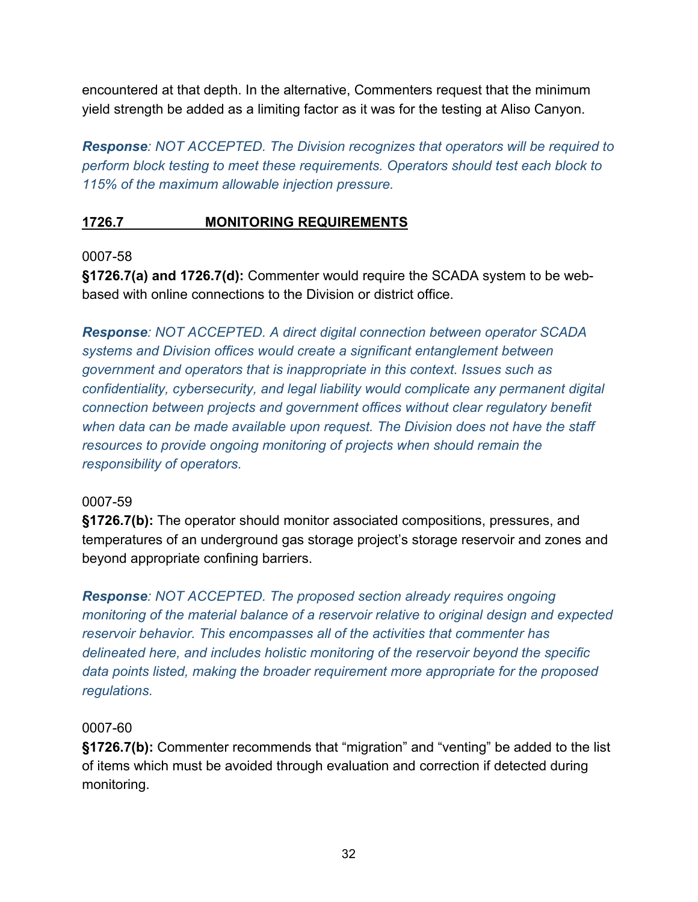encountered at that depth. In the alternative, Commenters request that the minimum yield strength be added as a limiting factor as it was for the testing at Aliso Canyon.

***Response**: NOT ACCEPTED. The Division recognizes that operators will be required to perform block testing to meet these requirements. Operators should test each block to 115% of the maximum allowable injection pressure.*

## <u>1726.7 MONITORING REQUIREMENTS</u>

0007-58

**§1726.7(a) and 1726.7(d):** Commenter would require the SCADA system to be web-based with online connections to the Division or district office.

***Response**: NOT ACCEPTED. A direct digital connection between operator SCADA systems and Division offices would create a significant entanglement between government and operators that is inappropriate in this context. Issues such as confidentiality, cybersecurity, and legal liability would complicate any permanent digital connection between projects and government offices without clear regulatory benefit when data can be made available upon request. The Division does not have the staff resources to provide ongoing monitoring of projects when should remain the responsibility of operators.*

0007-59

**§1726.7(b):** The operator should monitor associated compositions, pressures, and temperatures of an underground gas storage project's storage reservoir and zones and beyond appropriate confining barriers.

***Response**: NOT ACCEPTED. The proposed section already requires ongoing monitoring of the material balance of a reservoir relative to original design and expected reservoir behavior. This encompasses all of the activities that commenter has delineated here, and includes holistic monitoring of the reservoir beyond the specific data points listed, making the broader requirement more appropriate for the proposed regulations.*

0007-60

**§1726.7(b):** Commenter recommends that "migration" and "venting" be added to the list of items which must be avoided through evaluation and correction if detected during monitoring.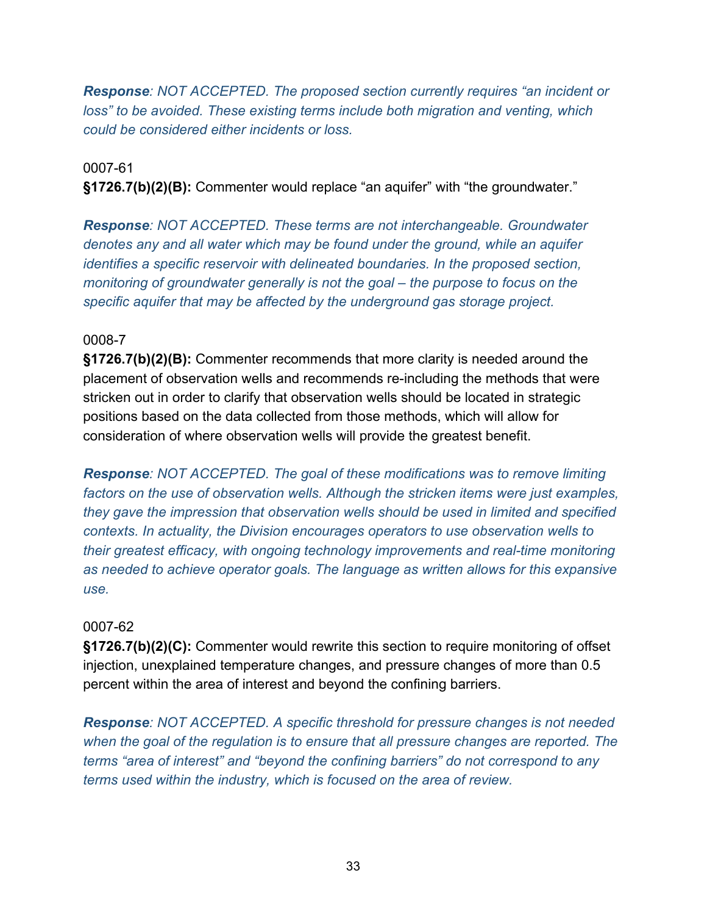***Response**: NOT ACCEPTED. The proposed section currently requires "an incident or loss" to be avoided. These existing terms include both migration and venting, which could be considered either incidents or loss.*

0007-61

**§1726.7(b)(2)(B):** Commenter would replace "an aquifer" with "the groundwater."

***Response**: NOT ACCEPTED. These terms are not interchangeable. Groundwater denotes any and all water which may be found under the ground, while an aquifer identifies a specific reservoir with delineated boundaries. In the proposed section, monitoring of groundwater generally is not the goal – the purpose to focus on the specific aquifer that may be affected by the underground gas storage project.*

0008-7

**§1726.7(b)(2)(B):** Commenter recommends that more clarity is needed around the placement of observation wells and recommends re-including the methods that were stricken out in order to clarify that observation wells should be located in strategic positions based on the data collected from those methods, which will allow for consideration of where observation wells will provide the greatest benefit.

***Response**: NOT ACCEPTED. The goal of these modifications was to remove limiting factors on the use of observation wells. Although the stricken items were just examples, they gave the impression that observation wells should be used in limited and specified contexts. In actuality, the Division encourages operators to use observation wells to their greatest efficacy, with ongoing technology improvements and real-time monitoring as needed to achieve operator goals. The language as written allows for this expansive use.*

0007-62

**§1726.7(b)(2)(C):** Commenter would rewrite this section to require monitoring of offset injection, unexplained temperature changes, and pressure changes of more than 0.5 percent within the area of interest and beyond the confining barriers.

***Response**: NOT ACCEPTED. A specific threshold for pressure changes is not needed when the goal of the regulation is to ensure that all pressure changes are reported. The terms "area of interest" and "beyond the confining barriers" do not correspond to any terms used within the industry, which is focused on the area of review.*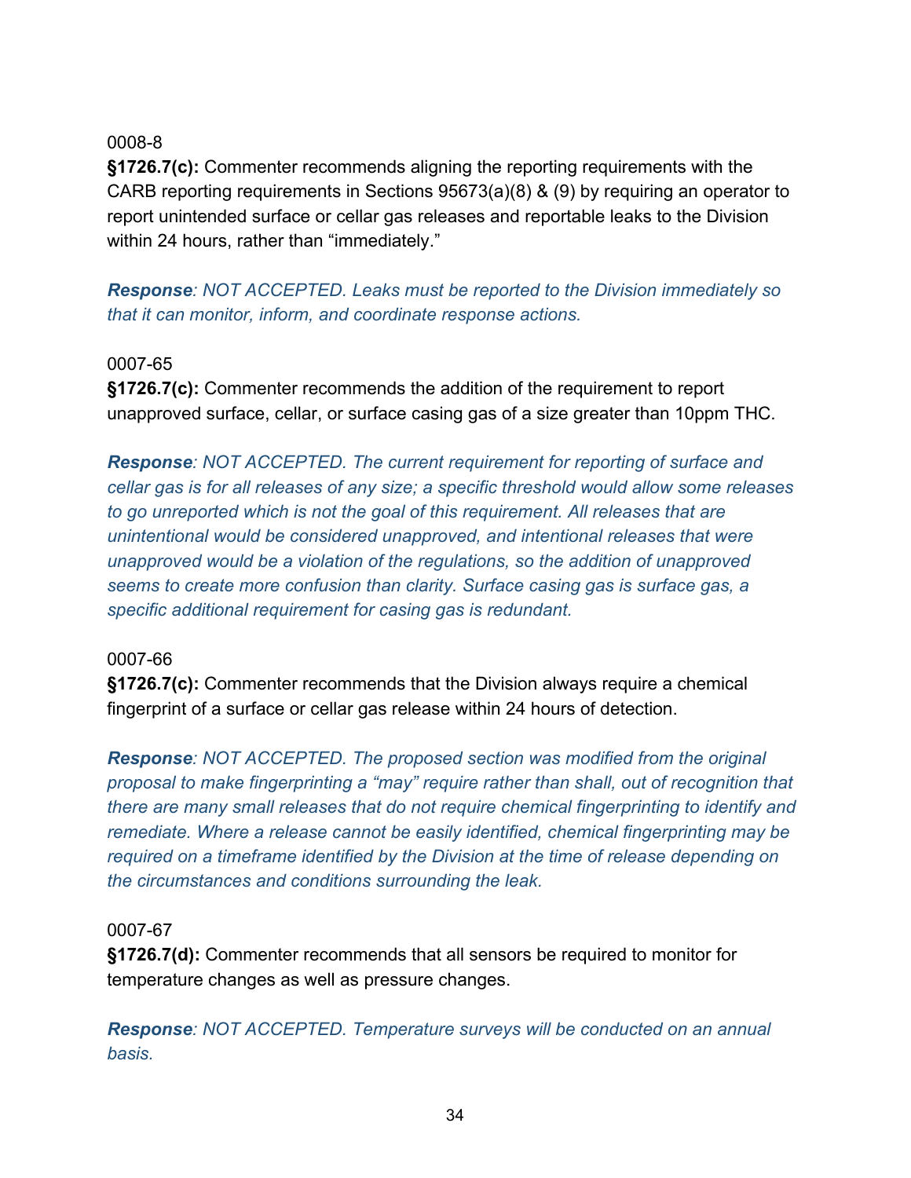0008-8

**§1726.7(c):** Commenter recommends aligning the reporting requirements with the CARB reporting requirements in Sections 95673(a)(8) & (9) by requiring an operator to report unintended surface or cellar gas releases and reportable leaks to the Division within 24 hours, rather than "immediately."

***Response**: NOT ACCEPTED. Leaks must be reported to the Division immediately so that it can monitor, inform, and coordinate response actions.*

0007-65

**§1726.7(c):** Commenter recommends the addition of the requirement to report unapproved surface, cellar, or surface casing gas of a size greater than 10ppm THC.

***Response**: NOT ACCEPTED. The current requirement for reporting of surface and cellar gas is for all releases of any size; a specific threshold would allow some releases to go unreported which is not the goal of this requirement. All releases that are unintentional would be considered unapproved, and intentional releases that were unapproved would be a violation of the regulations, so the addition of unapproved seems to create more confusion than clarity. Surface casing gas is surface gas, a specific additional requirement for casing gas is redundant.*

0007-66

**§1726.7(c):** Commenter recommends that the Division always require a chemical fingerprint of a surface or cellar gas release within 24 hours of detection.

***Response**: NOT ACCEPTED. The proposed section was modified from the original proposal to make fingerprinting a "may" require rather than shall, out of recognition that there are many small releases that do not require chemical fingerprinting to identify and remediate. Where a release cannot be easily identified, chemical fingerprinting may be required on a timeframe identified by the Division at the time of release depending on the circumstances and conditions surrounding the leak.*

0007-67

**§1726.7(d):** Commenter recommends that all sensors be required to monitor for temperature changes as well as pressure changes.

***Response**: NOT ACCEPTED. Temperature surveys will be conducted on an annual basis.*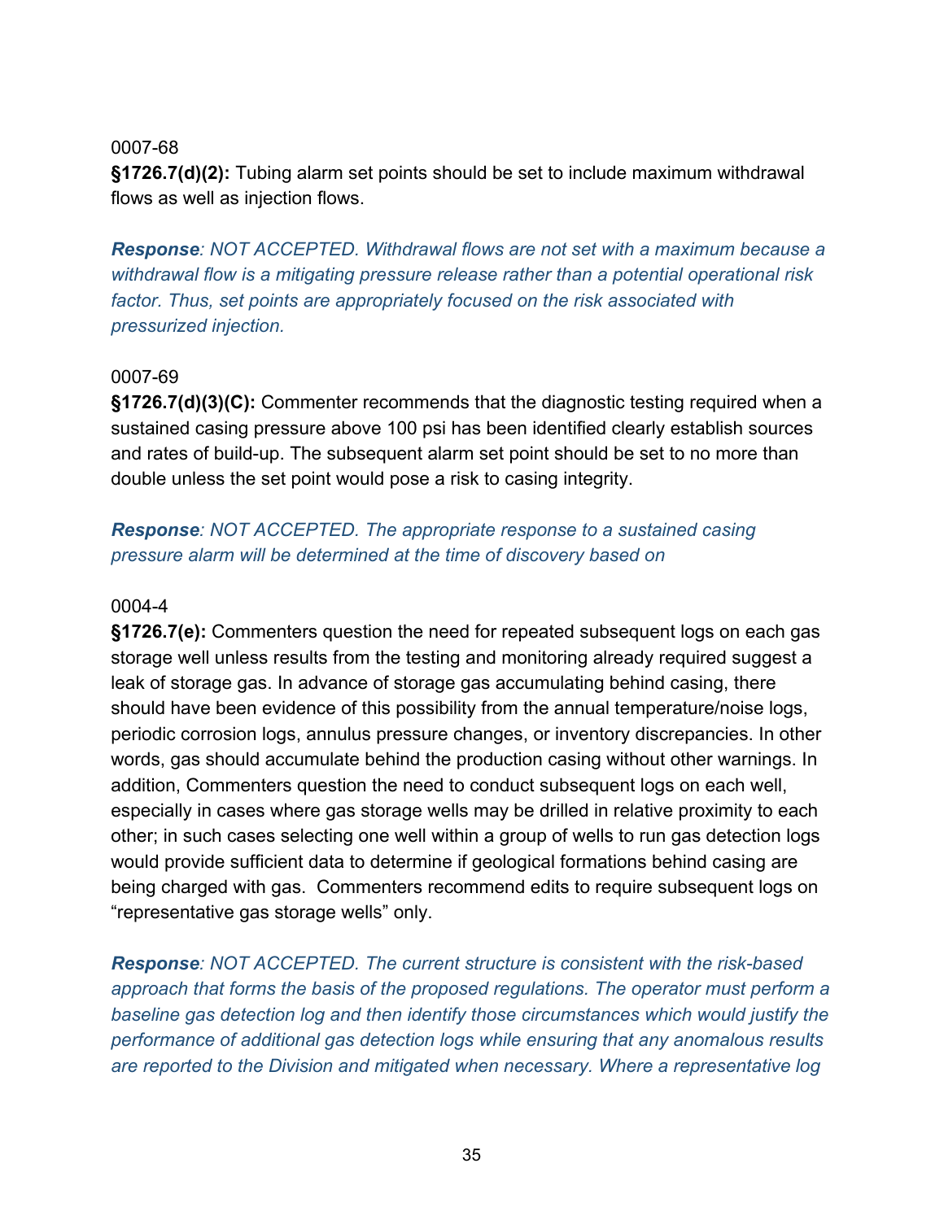0007-68

**§1726.7(d)(2):** Tubing alarm set points should be set to include maximum withdrawal flows as well as injection flows.

***Response**: NOT ACCEPTED. Withdrawal flows are not set with a maximum because a withdrawal flow is a mitigating pressure release rather than a potential operational risk factor. Thus, set points are appropriately focused on the risk associated with pressurized injection.*

0007-69

**§1726.7(d)(3)(C):** Commenter recommends that the diagnostic testing required when a sustained casing pressure above 100 psi has been identified clearly establish sources and rates of build-up. The subsequent alarm set point should be set to no more than double unless the set point would pose a risk to casing integrity.

***Response**: NOT ACCEPTED. The appropriate response to a sustained casing pressure alarm will be determined at the time of discovery based on*

0004-4

**§1726.7(e):** Commenters question the need for repeated subsequent logs on each gas storage well unless results from the testing and monitoring already required suggest a leak of storage gas. In advance of storage gas accumulating behind casing, there should have been evidence of this possibility from the annual temperature/noise logs, periodic corrosion logs, annulus pressure changes, or inventory discrepancies. In other words, gas should accumulate behind the production casing without other warnings. In addition, Commenters question the need to conduct subsequent logs on each well, especially in cases where gas storage wells may be drilled in relative proximity to each other; in such cases selecting one well within a group of wells to run gas detection logs would provide sufficient data to determine if geological formations behind casing are being charged with gas. Commenters recommend edits to require subsequent logs on "representative gas storage wells" only.

***Response**: NOT ACCEPTED. The current structure is consistent with the risk-based approach that forms the basis of the proposed regulations. The operator must perform a baseline gas detection log and then identify those circumstances which would justify the performance of additional gas detection logs while ensuring that any anomalous results are reported to the Division and mitigated when necessary. Where a representative log*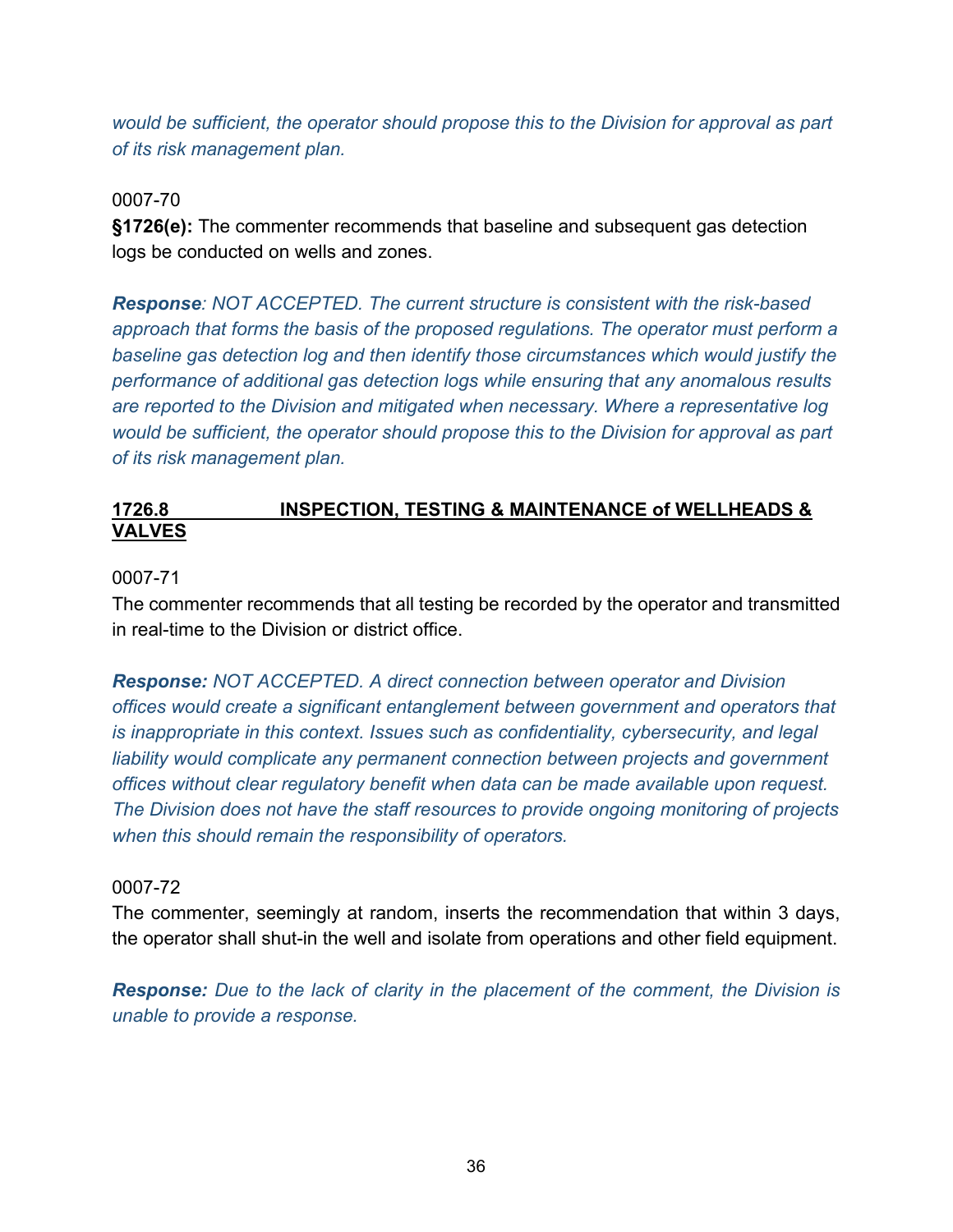*would be sufficient, the operator should propose this to the Division for approval as part of its risk management plan.*

0007-70

**§1726(e):** The commenter recommends that baseline and subsequent gas detection logs be conducted on wells and zones.

***Response**: NOT ACCEPTED. The current structure is consistent with the risk-based approach that forms the basis of the proposed regulations. The operator must perform a baseline gas detection log and then identify those circumstances which would justify the performance of additional gas detection logs while ensuring that any anomalous results are reported to the Division and mitigated when necessary. Where a representative log would be sufficient, the operator should propose this to the Division for approval as part of its risk management plan.*

## 1726.8 INSPECTION, TESTING & MAINTENANCE of WELLHEADS & VALVES

0007-71

The commenter recommends that all testing be recorded by the operator and transmitted in real-time to the Division or district office.

***Response:** NOT ACCEPTED. A direct connection between operator and Division offices would create a significant entanglement between government and operators that is inappropriate in this context. Issues such as confidentiality, cybersecurity, and legal liability would complicate any permanent connection between projects and government offices without clear regulatory benefit when data can be made available upon request. The Division does not have the staff resources to provide ongoing monitoring of projects when this should remain the responsibility of operators.*

0007-72

The commenter, seemingly at random, inserts the recommendation that within 3 days, the operator shall shut-in the well and isolate from operations and other field equipment.

***Response:** Due to the lack of clarity in the placement of the comment, the Division is unable to provide a response.*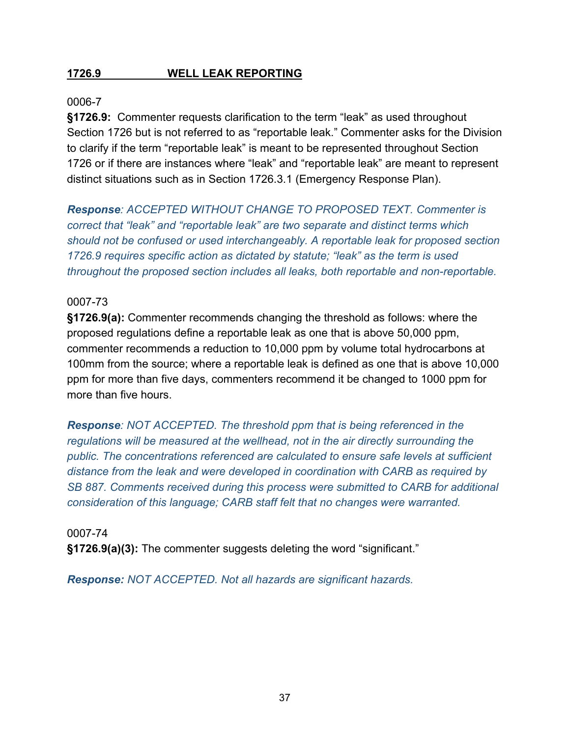## 1726.9 WELL LEAK REPORTING

0006-7

**§1726.9:** Commenter requests clarification to the term "leak" as used throughout Section 1726 but is not referred to as "reportable leak." Commenter asks for the Division to clarify if the term "reportable leak" is meant to be represented throughout Section 1726 or if there are instances where "leak" and "reportable leak" are meant to represent distinct situations such as in Section 1726.3.1 (Emergency Response Plan).

***Response**: ACCEPTED WITHOUT CHANGE TO PROPOSED TEXT. Commenter is correct that "leak" and "reportable leak" are two separate and distinct terms which should not be confused or used interchangeably. A reportable leak for proposed section 1726.9 requires specific action as dictated by statute; "leak" as the term is used throughout the proposed section includes all leaks, both reportable and non-reportable.*

0007-73

**§1726.9(a):** Commenter recommends changing the threshold as follows: where the proposed regulations define a reportable leak as one that is above 50,000 ppm, commenter recommends a reduction to 10,000 ppm by volume total hydrocarbons at 100mm from the source; where a reportable leak is defined as one that is above 10,000 ppm for more than five days, commenters recommend it be changed to 1000 ppm for more than five hours.

***Response**: NOT ACCEPTED. The threshold ppm that is being referenced in the regulations will be measured at the wellhead, not in the air directly surrounding the public. The concentrations referenced are calculated to ensure safe levels at sufficient distance from the leak and were developed in coordination with CARB as required by SB 887. Comments received during this process were submitted to CARB for additional consideration of this language; CARB staff felt that no changes were warranted.*

0007-74

**§1726.9(a)(3):** The commenter suggests deleting the word "significant."

***Response:** NOT ACCEPTED. Not all hazards are significant hazards.*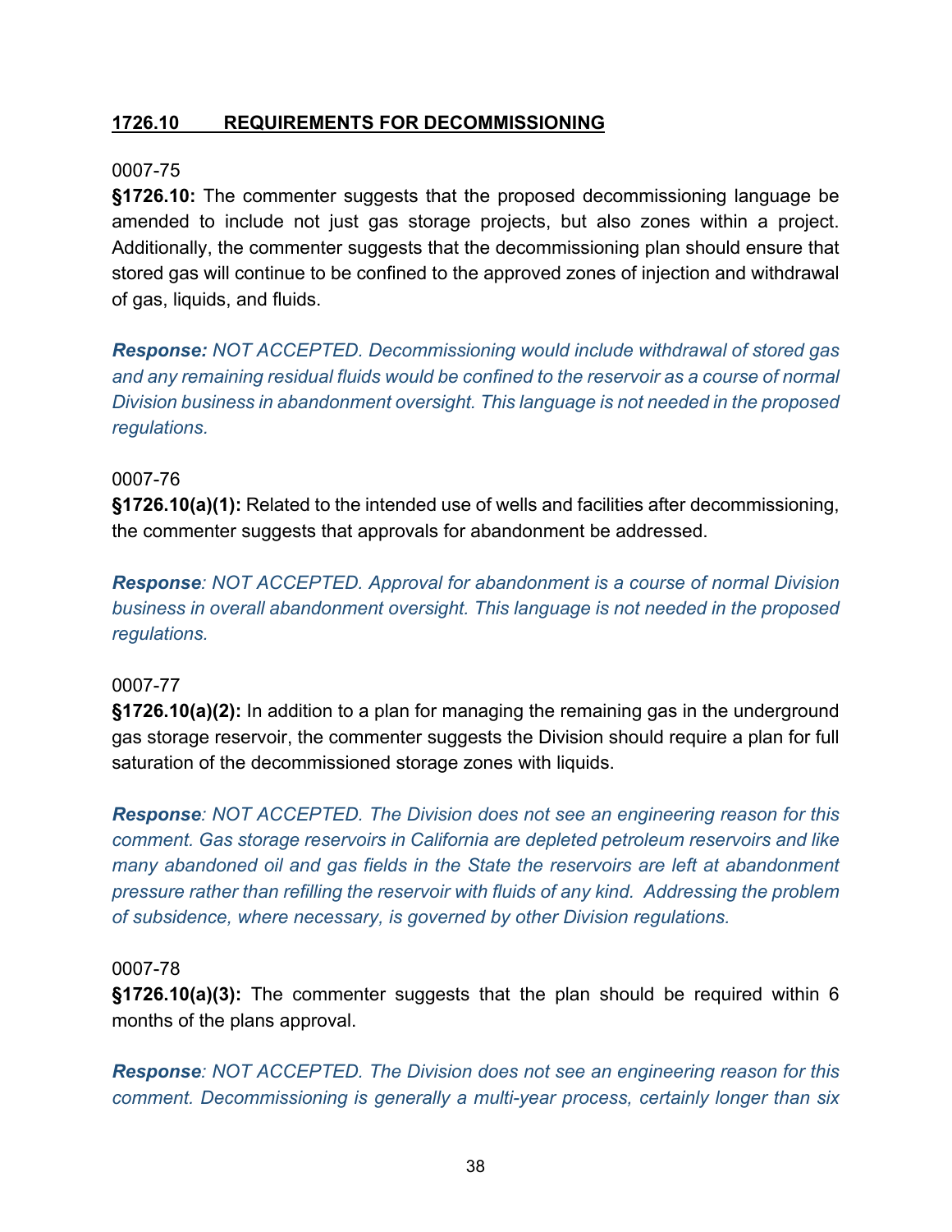## **1726.10 REQUIREMENTS FOR DECOMMISSIONING**

0007-75

**§1726.10:** The commenter suggests that the proposed decommissioning language be amended to include not just gas storage projects, but also zones within a project. Additionally, the commenter suggests that the decommissioning plan should ensure that stored gas will continue to be confined to the approved zones of injection and withdrawal of gas, liquids, and fluids.

***Response:*** *NOT ACCEPTED. Decommissioning would include withdrawal of stored gas and any remaining residual fluids would be confined to the reservoir as a course of normal Division business in abandonment oversight. This language is not needed in the proposed regulations.*

0007-76

**§1726.10(a)(1):** Related to the intended use of wells and facilities after decommissioning, the commenter suggests that approvals for abandonment be addressed.

***Response****: NOT ACCEPTED. Approval for abandonment is a course of normal Division business in overall abandonment oversight. This language is not needed in the proposed regulations.*

0007-77

**§1726.10(a)(2):** In addition to a plan for managing the remaining gas in the underground gas storage reservoir, the commenter suggests the Division should require a plan for full saturation of the decommissioned storage zones with liquids.

***Response****: NOT ACCEPTED. The Division does not see an engineering reason for this comment. Gas storage reservoirs in California are depleted petroleum reservoirs and like many abandoned oil and gas fields in the State the reservoirs are left at abandonment pressure rather than refilling the reservoir with fluids of any kind. Addressing the problem of subsidence, where necessary, is governed by other Division regulations.*

0007-78

**§1726.10(a)(3):** The commenter suggests that the plan should be required within 6 months of the plans approval.

***Response****: NOT ACCEPTED. The Division does not see an engineering reason for this comment. Decommissioning is generally a multi-year process, certainly longer than six*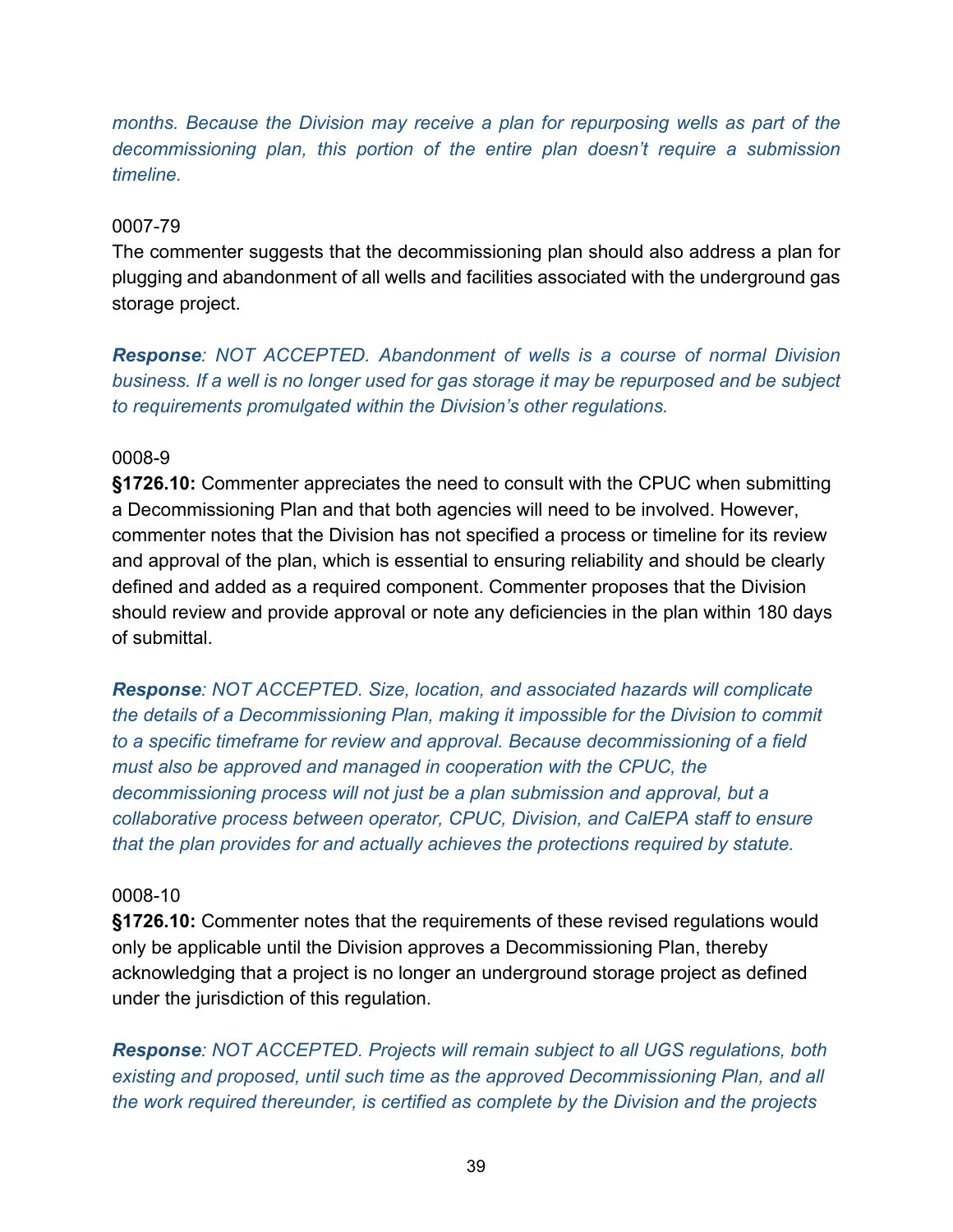*months. Because the Division may receive a plan for repurposing wells as part of the decommissioning plan, this portion of the entire plan doesn't require a submission timeline.*

0007-79
The commenter suggests that the decommissioning plan should also address a plan for plugging and abandonment of all wells and facilities associated with the underground gas storage project.

***Response**: NOT ACCEPTED. Abandonment of wells is a course of normal Division business. If a well is no longer used for gas storage it may be repurposed and be subject to requirements promulgated within the Division's other regulations.*

0008-9
**§1726.10:** Commenter appreciates the need to consult with the CPUC when submitting a Decommissioning Plan and that both agencies will need to be involved. However, commenter notes that the Division has not specified a process or timeline for its review and approval of the plan, which is essential to ensuring reliability and should be clearly defined and added as a required component. Commenter proposes that the Division should review and provide approval or note any deficiencies in the plan within 180 days of submittal.

***Response**: NOT ACCEPTED. Size, location, and associated hazards will complicate the details of a Decommissioning Plan, making it impossible for the Division to commit to a specific timeframe for review and approval. Because decommissioning of a field must also be approved and managed in cooperation with the CPUC, the decommissioning process will not just be a plan submission and approval, but a collaborative process between operator, CPUC, Division, and CalEPA staff to ensure that the plan provides for and actually achieves the protections required by statute.*

0008-10
**§1726.10:** Commenter notes that the requirements of these revised regulations would only be applicable until the Division approves a Decommissioning Plan, thereby acknowledging that a project is no longer an underground storage project as defined under the jurisdiction of this regulation.

***Response**: NOT ACCEPTED. Projects will remain subject to all UGS regulations, both existing and proposed, until such time as the approved Decommissioning Plan, and all the work required thereunder, is certified as complete by the Division and the projects*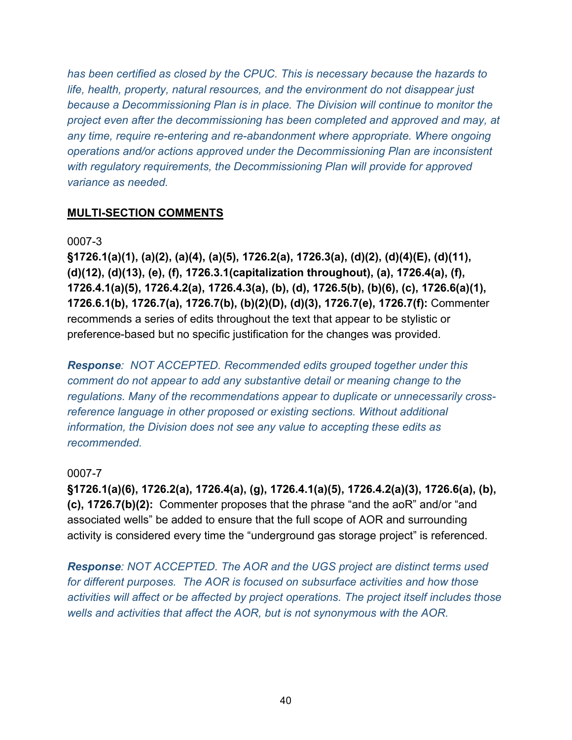*has been certified as closed by the CPUC. This is necessary because the hazards to life, health, property, natural resources, and the environment do not disappear just because a Decommissioning Plan is in place. The Division will continue to monitor the project even after the decommissioning has been completed and approved and may, at any time, require re-entering and re-abandonment where appropriate. Where ongoing operations and/or actions approved under the Decommissioning Plan are inconsistent with regulatory requirements, the Decommissioning Plan will provide for approved variance as needed.*

## **MULTI-SECTION COMMENTS**

0007-3

**§1726.1(a)(1), (a)(2), (a)(4), (a)(5), 1726.2(a), 1726.3(a), (d)(2), (d)(4)(E), (d)(11), (d)(12), (d)(13), (e), (f), 1726.3.1(capitalization throughout), (a), 1726.4(a), (f), 1726.4.1(a)(5), 1726.4.2(a), 1726.4.3(a), (b), (d), 1726.5(b), (b)(6), (c), 1726.6(a)(1), 1726.6.1(b), 1726.7(a), 1726.7(b), (b)(2)(D), (d)(3), 1726.7(e), 1726.7(f):** Commenter recommends a series of edits throughout the text that appear to be stylistic or preference-based but no specific justification for the changes was provided.

***Response**: NOT ACCEPTED. Recommended edits grouped together under this comment do not appear to add any substantive detail or meaning change to the regulations. Many of the recommendations appear to duplicate or unnecessarily cross-reference language in other proposed or existing sections. Without additional information, the Division does not see any value to accepting these edits as recommended.*

0007-7

**§1726.1(a)(6), 1726.2(a), 1726.4(a), (g), 1726.4.1(a)(5), 1726.4.2(a)(3), 1726.6(a), (b), (c), 1726.7(b)(2):** Commenter proposes that the phrase "and the aoR" and/or "and associated wells" be added to ensure that the full scope of AOR and surrounding activity is considered every time the "underground gas storage project" is referenced.

***Response**: NOT ACCEPTED. The AOR and the UGS project are distinct terms used for different purposes. The AOR is focused on subsurface activities and how those activities will affect or be affected by project operations. The project itself includes those wells and activities that affect the AOR, but is not synonymous with the AOR.*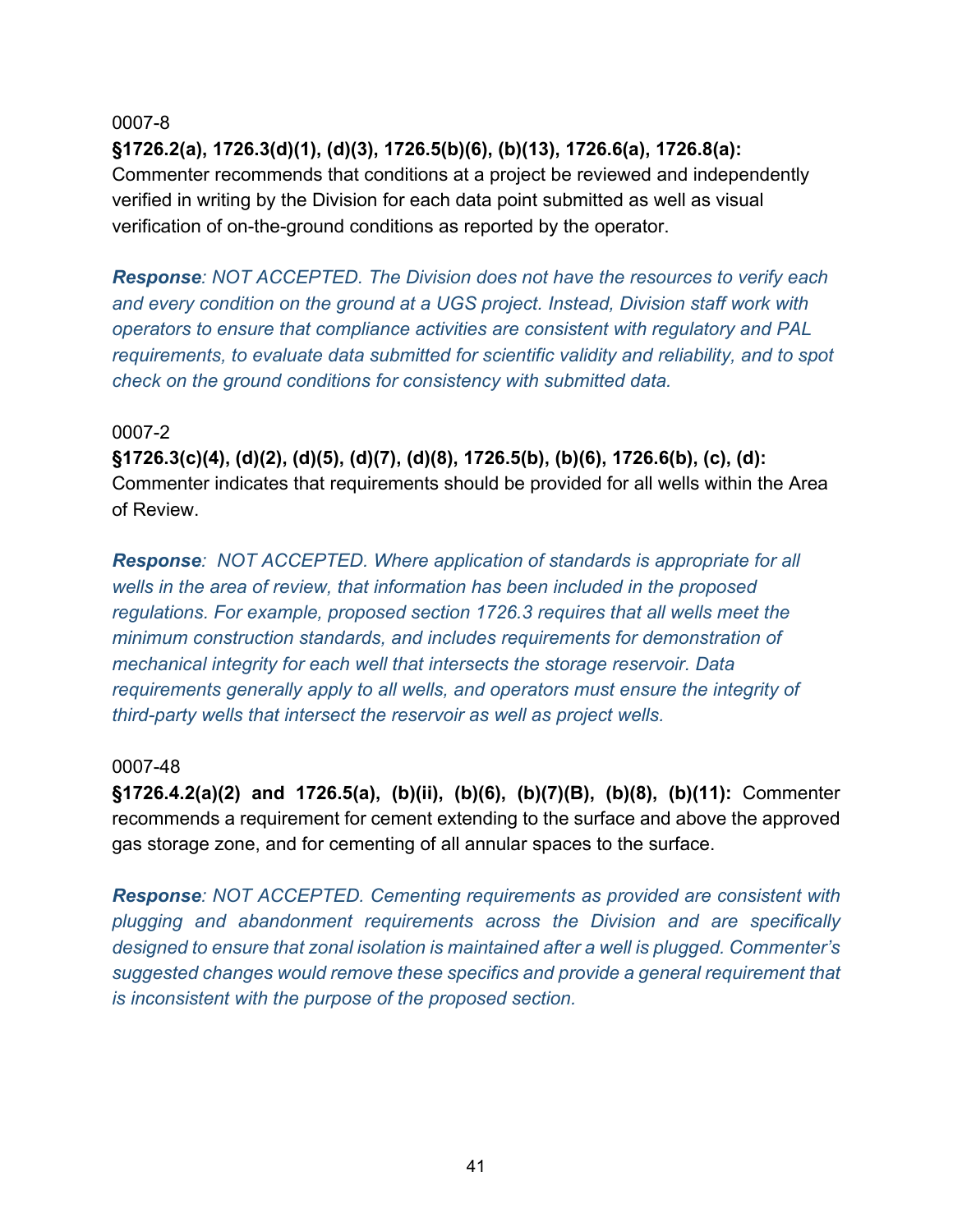0007-8

**§1726.2(a), 1726.3(d)(1), (d)(3), 1726.5(b)(6), (b)(13), 1726.6(a), 1726.8(a):** Commenter recommends that conditions at a project be reviewed and independently verified in writing by the Division for each data point submitted as well as visual verification of on-the-ground conditions as reported by the operator.

***Response**: NOT ACCEPTED. The Division does not have the resources to verify each and every condition on the ground at a UGS project. Instead, Division staff work with operators to ensure that compliance activities are consistent with regulatory and PAL requirements, to evaluate data submitted for scientific validity and reliability, and to spot check on the ground conditions for consistency with submitted data.*

0007-2

**§1726.3(c)(4), (d)(2), (d)(5), (d)(7), (d)(8), 1726.5(b), (b)(6), 1726.6(b), (c), (d):** Commenter indicates that requirements should be provided for all wells within the Area of Review.

***Response**: NOT ACCEPTED. Where application of standards is appropriate for all wells in the area of review, that information has been included in the proposed regulations. For example, proposed section 1726.3 requires that all wells meet the minimum construction standards, and includes requirements for demonstration of mechanical integrity for each well that intersects the storage reservoir. Data requirements generally apply to all wells, and operators must ensure the integrity of third-party wells that intersect the reservoir as well as project wells.*

0007-48

**§1726.4.2(a)(2) and 1726.5(a), (b)(ii), (b)(6), (b)(7)(B), (b)(8), (b)(11):** Commenter recommends a requirement for cement extending to the surface and above the approved gas storage zone, and for cementing of all annular spaces to the surface.

***Response**: NOT ACCEPTED. Cementing requirements as provided are consistent with plugging and abandonment requirements across the Division and are specifically designed to ensure that zonal isolation is maintained after a well is plugged. Commenter's suggested changes would remove these specifics and provide a general requirement that is inconsistent with the purpose of the proposed section.*